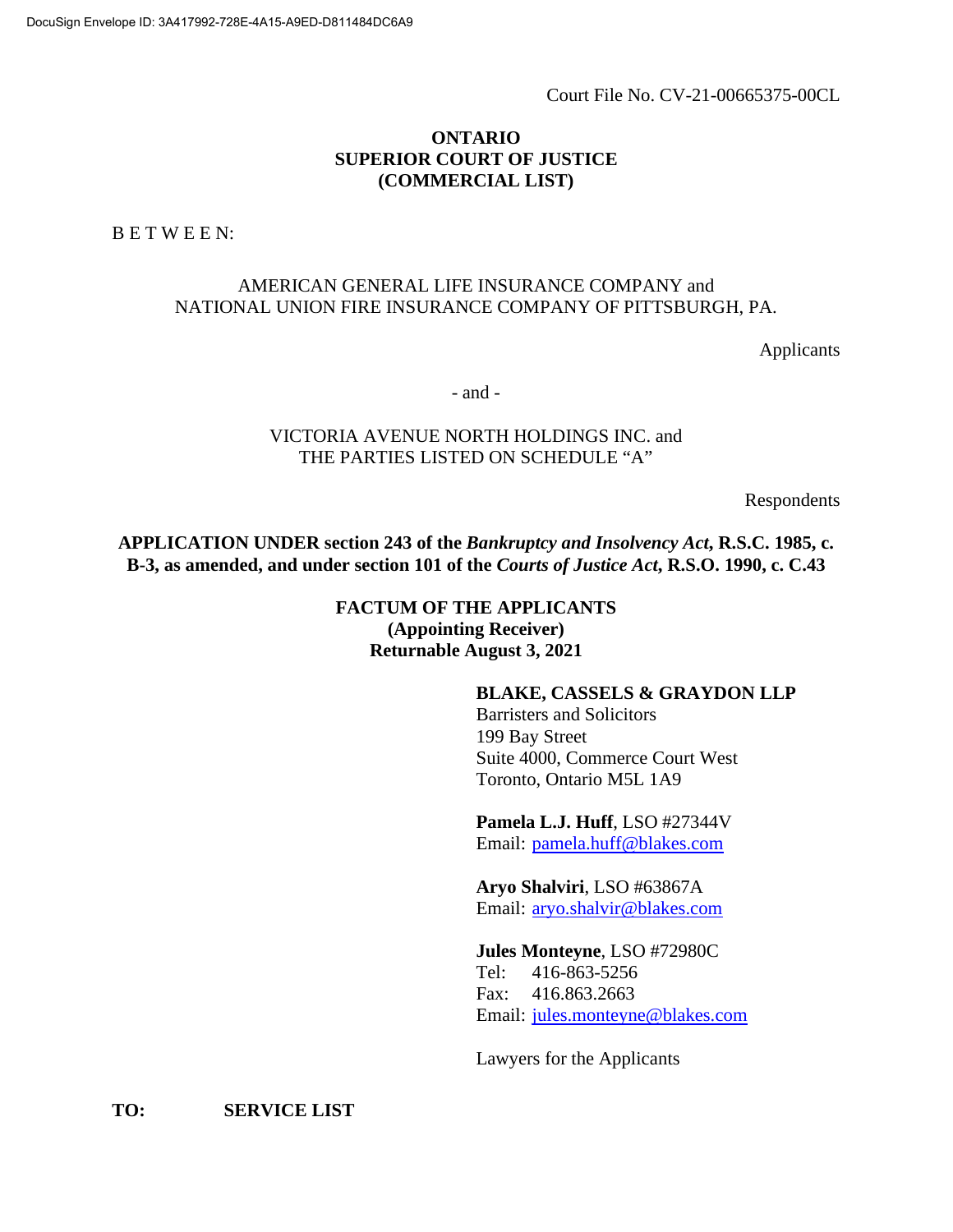DocuSign Envelope ID: 3A417992-728E-4A15-A9ED-D811484DC6A9

Court File No. CV-21-00665375-00CL

**ONTARIO**
**SUPERIOR COURT OF JUSTICE**
**(COMMERCIAL LIST)**

B E T W E E N:

AMERICAN GENERAL LIFE INSURANCE COMPANY and
NATIONAL UNION FIRE INSURANCE COMPANY OF PITTSBURGH, PA.

Applicants

\- and -

VICTORIA AVENUE NORTH HOLDINGS INC. and
THE PARTIES LISTED ON SCHEDULE "A"

Respondents

**APPLICATION UNDER section 243 of the *Bankruptcy and Insolvency Act*, R.S.C. 1985, c. B-3, as amended, and under section 101 of the *Courts of Justice Act*, R.S.O. 1990, c. C.43**

**FACTUM OF THE APPLICANTS**
**(Appointing Receiver)**
**Returnable August 3, 2021**

**BLAKE, CASSELS & GRAYDON LLP**
Barristers and Solicitors
199 Bay Street
Suite 4000, Commerce Court West
Toronto, Ontario M5L 1A9

**Pamela L.J. Huff**, LSO #27344V
Email: pamela.huff@blakes.com

**Aryo Shalviri**, LSO #63867A
Email: aryo.shalvir@blakes.com

**Jules Monteyne**, LSO #72980C
Tel: 416-863-5256
Fax: 416.863.2663
Email: jules.monteyne@blakes.com

Lawyers for the Applicants

**TO: SERVICE LIST**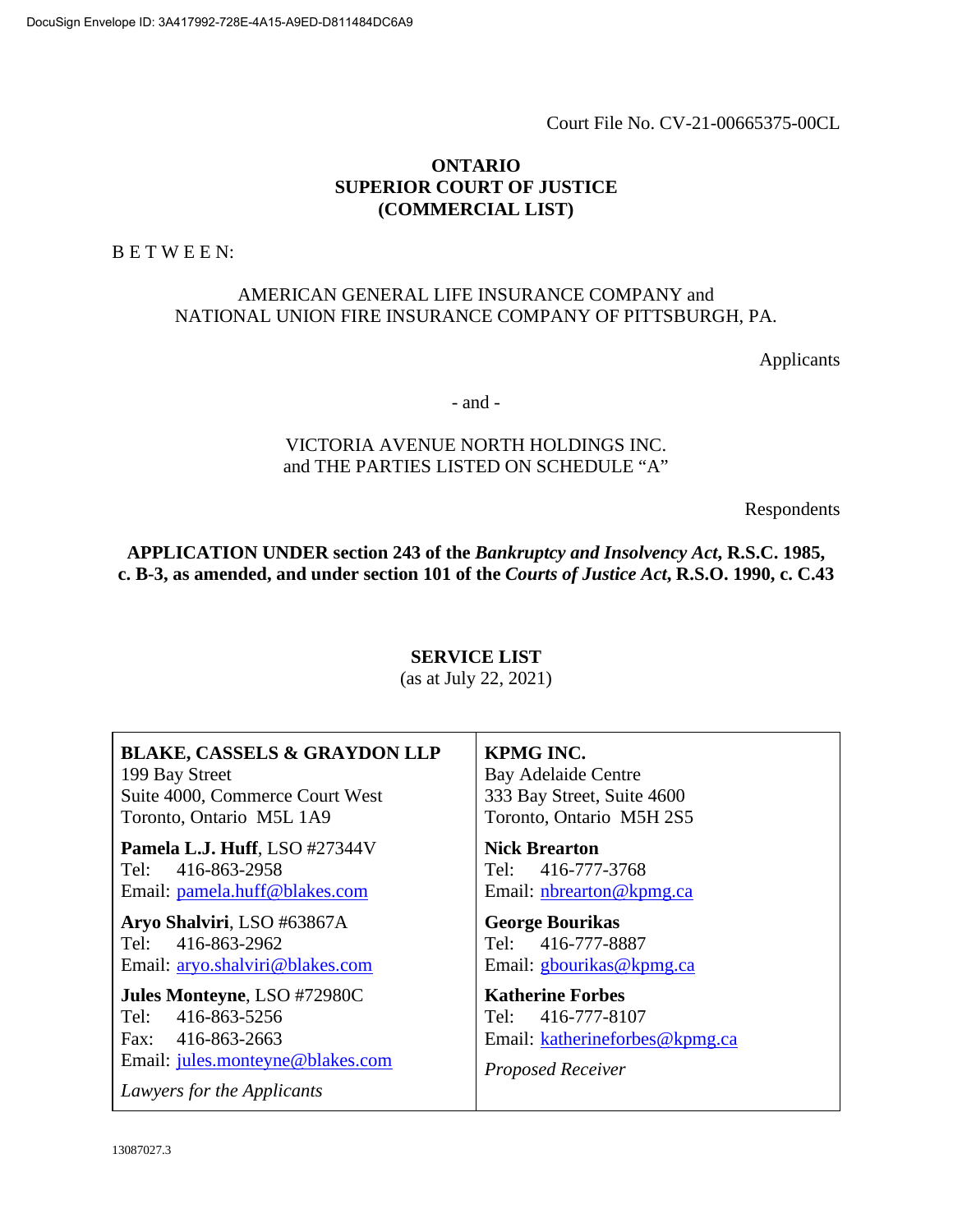Court File No. CV-21-00665375-00CL

**ONTARIO**
**SUPERIOR COURT OF JUSTICE**
**(COMMERCIAL LIST)**

B E T W E E N:

AMERICAN GENERAL LIFE INSURANCE COMPANY and
NATIONAL UNION FIRE INSURANCE COMPANY OF PITTSBURGH, PA.

Applicants

\- and -

VICTORIA AVENUE NORTH HOLDINGS INC.
and THE PARTIES LISTED ON SCHEDULE "A"

Respondents

**APPLICATION UNDER section 243 of the *Bankruptcy and Insolvency Act*, R.S.C. 1985, c. B-3, as amended, and under section 101 of the *Courts of Justice Act*, R.S.O. 1990, c. C.43**

**SERVICE LIST**
(as at July 22, 2021)

| | |
|---|---|
| **BLAKE, CASSELS & GRAYDON LLP**<br>199 Bay Street<br>Suite 4000, Commerce Court West<br>Toronto, Ontario M5L 1A9<br><br>**Pamela L.J. Huff**, LSO #27344V<br>Tel: 416-863-2958<br>Email: pamela.huff@blakes.com<br><br>**Aryo Shalviri**, LSO #63867A<br>Tel: 416-863-2962<br>Email: aryo.shalviri@blakes.com<br><br>**Jules Monteyne**, LSO #72980C<br>Tel: 416-863-5256<br>Fax: 416-863-2663<br>Email: jules.monteyne@blakes.com<br><br>*Lawyers for the Applicants* | **KPMG INC.**<br>Bay Adelaide Centre<br>333 Bay Street, Suite 4600<br>Toronto, Ontario M5H 2S5<br><br>**Nick Brearton**<br>Tel: 416-777-3768<br>Email: nbrearton@kpmg.ca<br><br>**George Bourikas**<br>Tel: 416-777-8887<br>Email: gbourikas@kpmg.ca<br><br>**Katherine Forbes**<br>Tel: 416-777-8107<br>Email: katherineforbes@kpmg.ca<br><br>*Proposed Receiver* |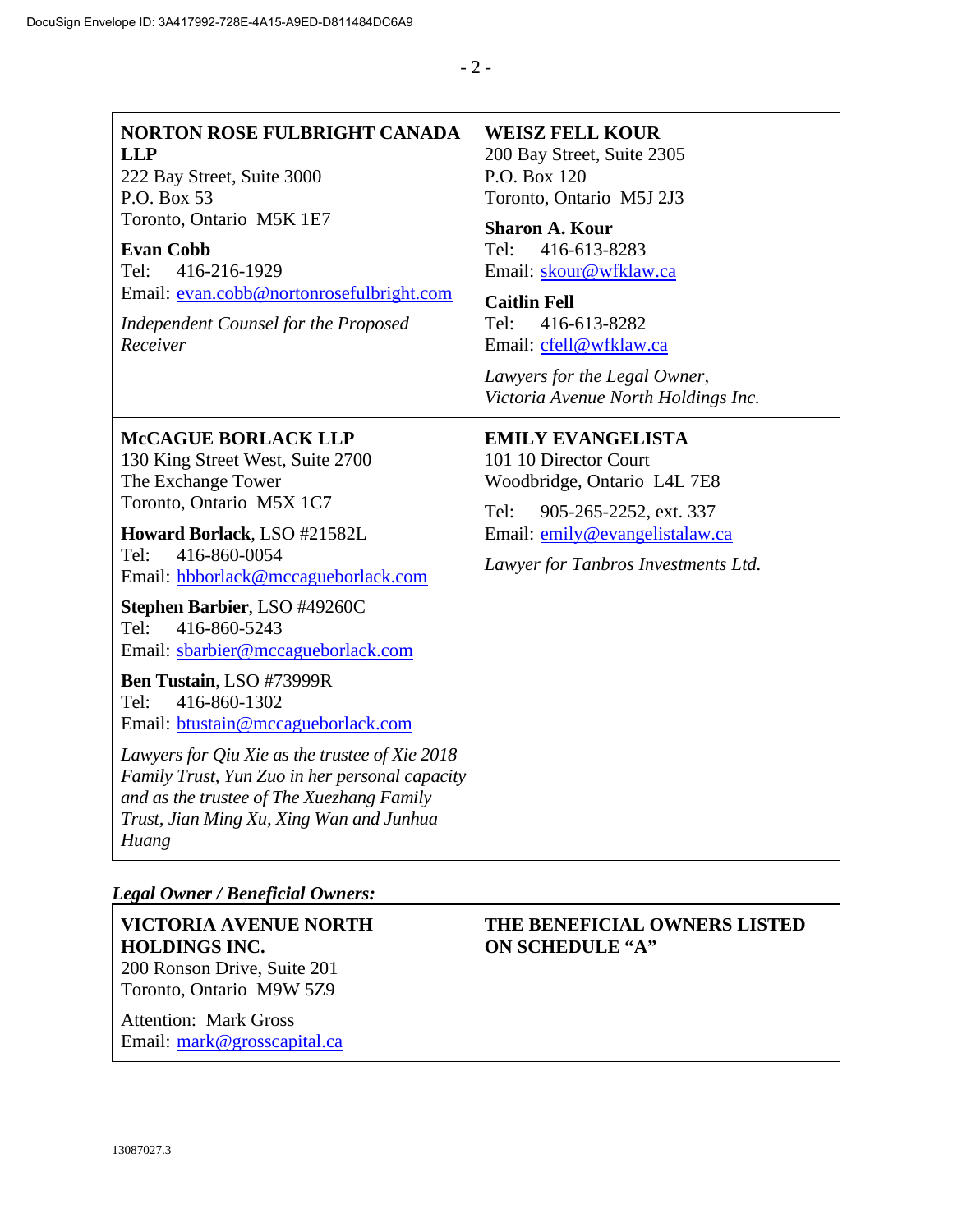| | |
|---|---|
| **NORTON ROSE FULBRIGHT CANADA LLP**<br>222 Bay Street, Suite 3000<br>P.O. Box 53<br>Toronto, Ontario M5K 1E7<br><br>**Evan Cobb**<br>Tel: 416-216-1929<br>Email: evan.cobb@nortonrosefulbright.com<br><br>*Independent Counsel for the Proposed Receiver* | **WEISZ FELL KOUR**<br>200 Bay Street, Suite 2305<br>P.O. Box 120<br>Toronto, Ontario M5J 2J3<br><br>**Sharon A. Kour**<br>Tel: 416-613-8283<br>Email: skour@wfklaw.ca<br><br>**Caitlin Fell**<br>Tel: 416-613-8282<br>Email: cfell@wfklaw.ca<br><br>*Lawyers for the Legal Owner, Victoria Avenue North Holdings Inc.* |
| **McCAGUE BORLACK LLP**<br>130 King Street West, Suite 2700<br>The Exchange Tower<br>Toronto, Ontario M5X 1C7<br><br>**Howard Borlack**, LSO #21582L<br>Tel: 416-860-0054<br>Email: hbborlack@mccagueborlack.com<br><br>**Stephen Barbier**, LSO #49260C<br>Tel: 416-860-5243<br>Email: sbarbier@mccagueborlack.com<br><br>**Ben Tustain**, LSO #73999R<br>Tel: 416-860-1302<br>Email: btustain@mccagueborlack.com<br><br>*Lawyers for Qiu Xie as the trustee of Xie 2018 Family Trust, Yun Zuo in her personal capacity and as the trustee of The Xuezhang Family Trust, Jian Ming Xu, Xing Wan and Junhua Huang* | **EMILY EVANGELISTA**<br>101 10 Director Court<br>Woodbridge, Ontario L4L 7E8<br><br>Tel: 905-265-2252, ext. 337<br>Email: emily@evangelistalaw.ca<br><br>*Lawyer for Tanbros Investments Ltd.* |

***Legal Owner / Beneficial Owners:***

| | |
|---|---|
| **VICTORIA AVENUE NORTH HOLDINGS INC.**<br>200 Ronson Drive, Suite 201<br>Toronto, Ontario M9W 5Z9<br><br>Attention: Mark Gross<br>Email: mark@grosscapital.ca | **THE BENEFICIAL OWNERS LISTED ON SCHEDULE "A"** |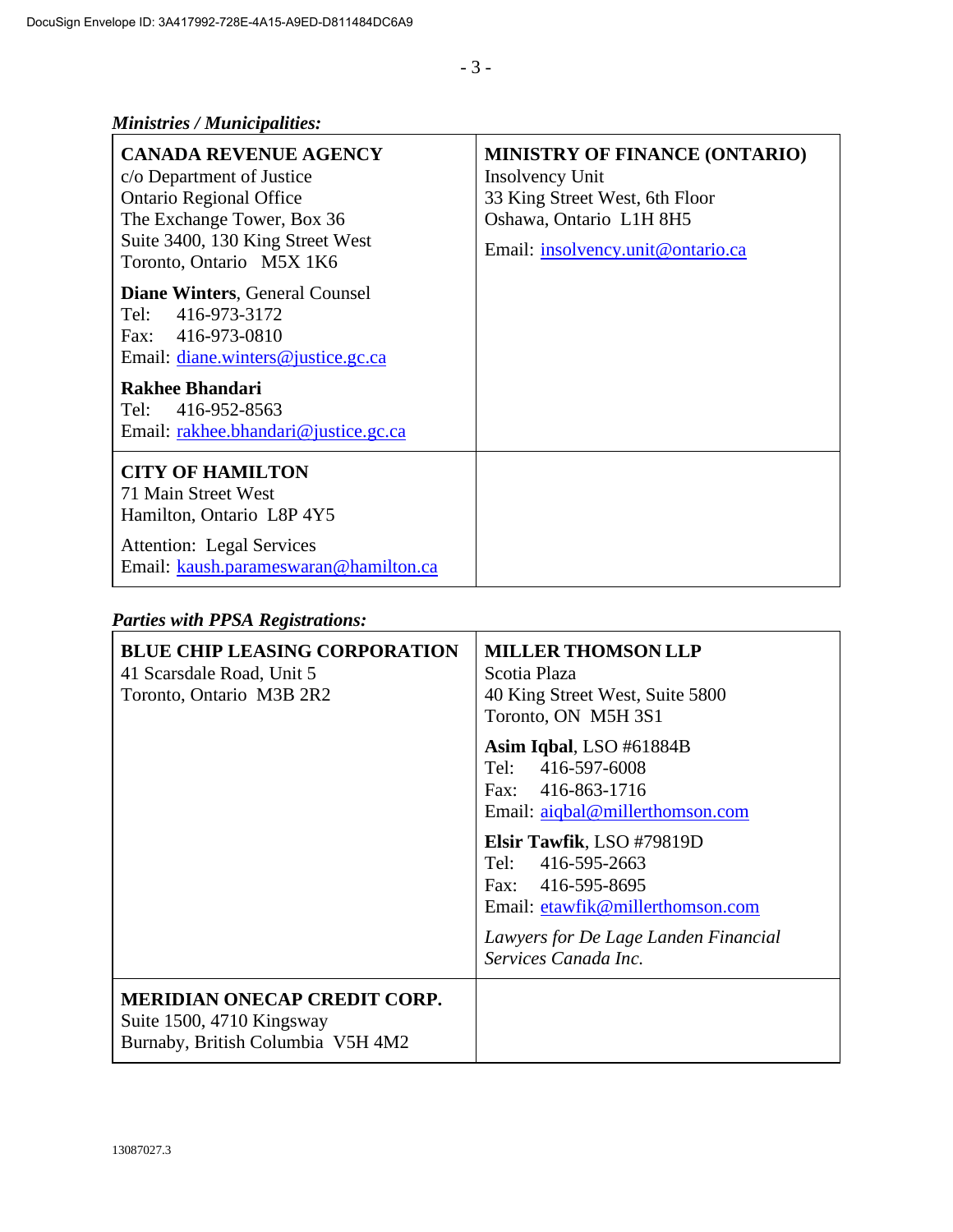*Ministries / Municipalities:*

| | |
|---|---|
| **CANADA REVENUE AGENCY**<br>c/o Department of Justice<br>Ontario Regional Office<br>The Exchange Tower, Box 36<br>Suite 3400, 130 King Street West<br>Toronto, Ontario M5X 1K6<br><br>**Diane Winters**, General Counsel<br>Tel: 416-973-3172<br>Fax: 416-973-0810<br>Email: diane.winters@justice.gc.ca<br><br>**Rakhee Bhandari**<br>Tel: 416-952-8563<br>Email: rakhee.bhandari@justice.gc.ca | **MINISTRY OF FINANCE (ONTARIO)**<br>Insolvency Unit<br>33 King Street West, 6th Floor<br>Oshawa, Ontario L1H 8H5<br><br>Email: insolvency.unit@ontario.ca |
| **CITY OF HAMILTON**<br>71 Main Street West<br>Hamilton, Ontario L8P 4Y5<br><br>Attention: Legal Services<br>Email: kaush.parameswaran@hamilton.ca | |

*Parties with PPSA Registrations:*

| | |
|---|---|
| **BLUE CHIP LEASING CORPORATION**<br>41 Scarsdale Road, Unit 5<br>Toronto, Ontario M3B 2R2 | **MILLER THOMSON LLP**<br>Scotia Plaza<br>40 King Street West, Suite 5800<br>Toronto, ON M5H 3S1<br><br>**Asim Iqbal**, LSO #61884B<br>Tel: 416-597-6008<br>Fax: 416-863-1716<br>Email: aiqbal@millerthomson.com<br><br>**Elsir Tawfik**, LSO #79819D<br>Tel: 416-595-2663<br>Fax: 416-595-8695<br>Email: etawfik@millerthomson.com<br><br>*Lawyers for De Lage Landen Financial Services Canada Inc.* |
| **MERIDIAN ONECAP CREDIT CORP.**<br>Suite 1500, 4710 Kingsway<br>Burnaby, British Columbia V5H 4M2 | |

13087027.3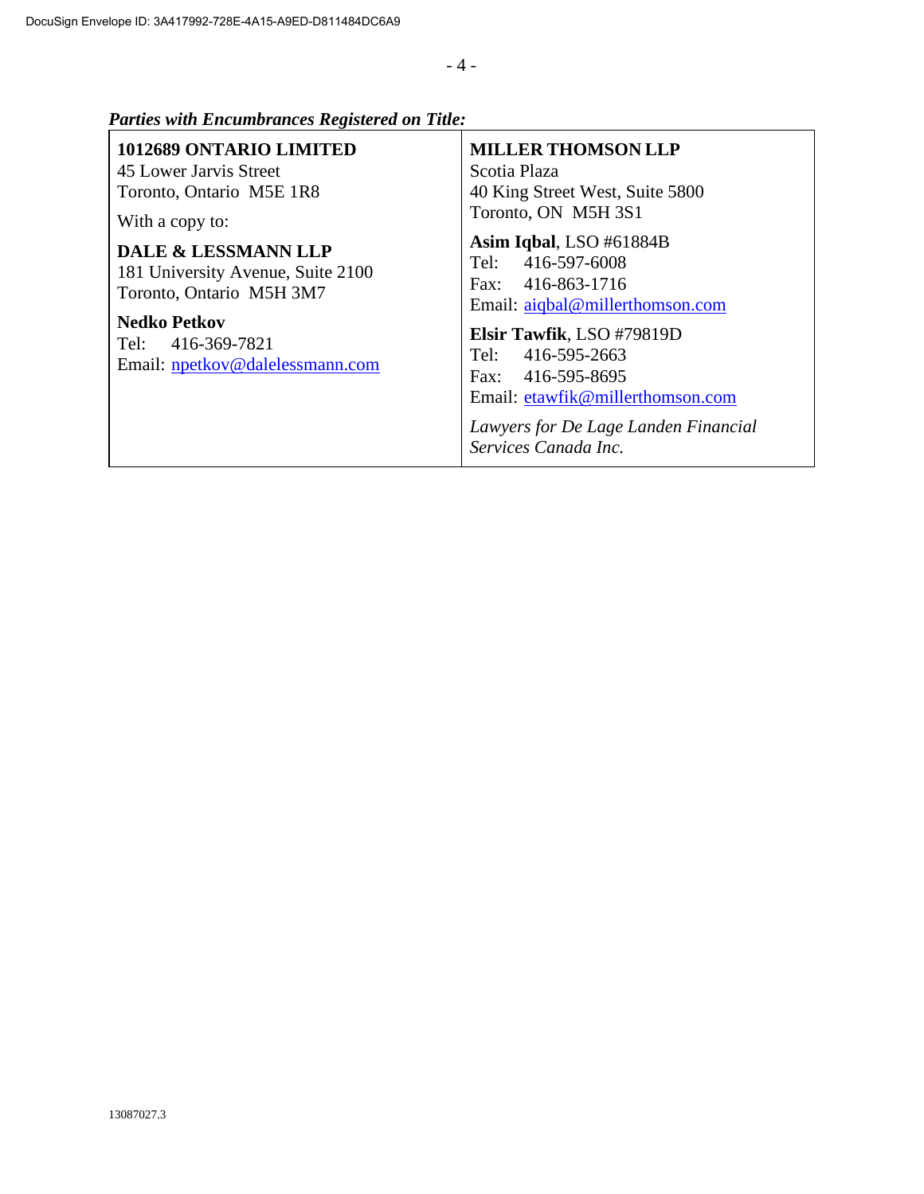***Parties with Encumbrances Registered on Title:***

| | |
|---|---|
| **1012689 ONTARIO LIMITED**<br>45 Lower Jarvis Street<br>Toronto, Ontario M5E 1R8<br><br>With a copy to:<br><br>**DALE & LESSMANN LLP**<br>181 University Avenue, Suite 2100<br>Toronto, Ontario M5H 3M7<br><br>**Nedko Petkov**<br>Tel: 416-369-7821<br>Email: npetkov@dalelessmann.com | **MILLER THOMSON LLP**<br>Scotia Plaza<br>40 King Street West, Suite 5800<br>Toronto, ON M5H 3S1<br><br>**Asim Iqbal**, LSO #61884B<br>Tel: 416-597-6008<br>Fax: 416-863-1716<br>Email: aiqbal@millerthomson.com<br><br>**Elsir Tawfik**, LSO #79819D<br>Tel: 416-595-2663<br>Fax: 416-595-8695<br>Email: etawfik@millerthomson.com<br><br>*Lawyers for De Lage Landen Financial Services Canada Inc.* |

13087027.3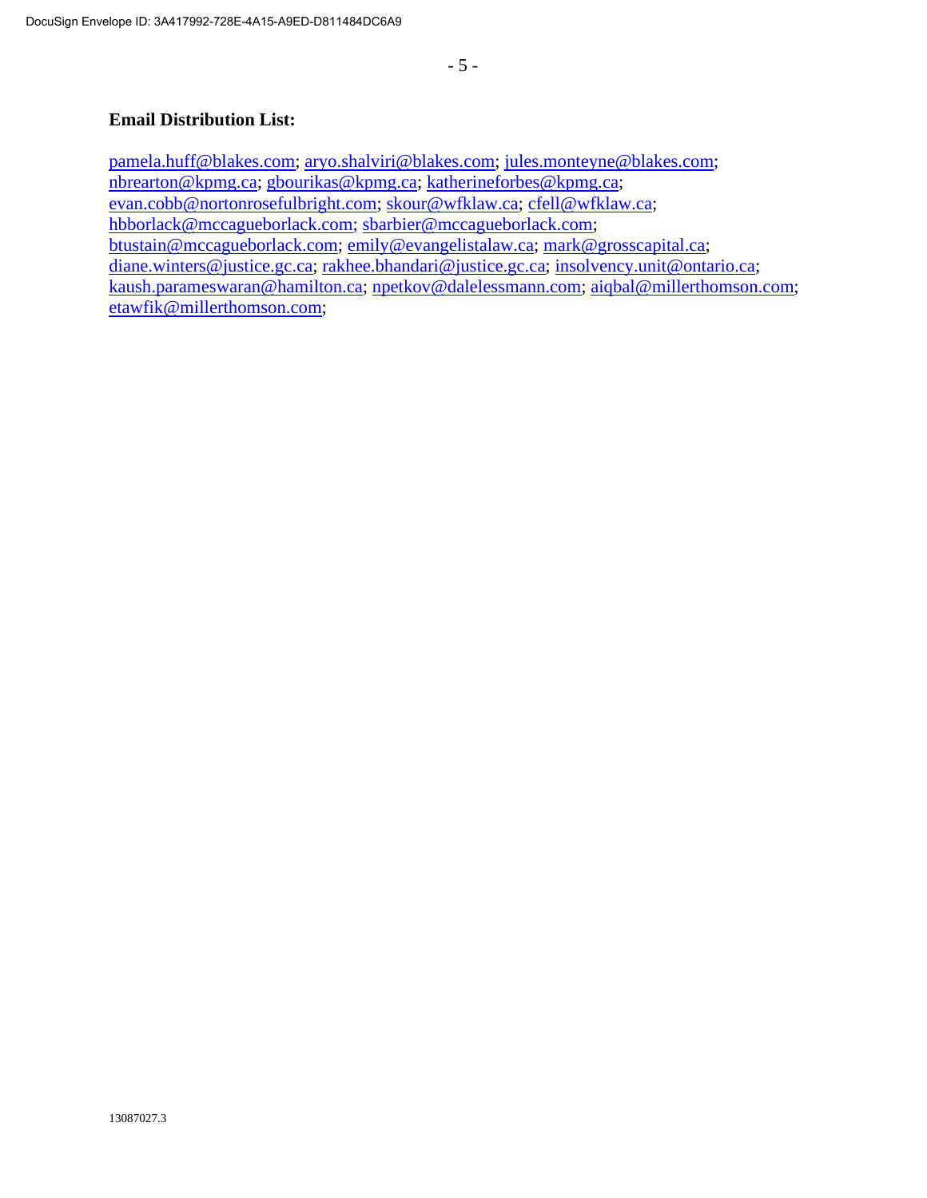**Email Distribution List:**

pamela.huff@blakes.com; aryo.shalviri@blakes.com; jules.monteyne@blakes.com; nbrearton@kpmg.ca; gbourikas@kpmg.ca; katherineforbes@kpmg.ca; evan.cobb@nortonrosefulbright.com; skour@wfklaw.ca; cfell@wfklaw.ca; hbborlack@mccagueborlack.com; sbarbier@mccagueborlack.com; btustain@mccagueborlack.com; emily@evangelistalaw.ca; mark@grosscapital.ca; diane.winters@justice.gc.ca; rakhee.bhandari@justice.gc.ca; insolvency.unit@ontario.ca; kaush.parameswaran@hamilton.ca; npetkov@dalelessmann.com; aiqbal@millerthomson.com; etawfik@millerthomson.com;

13087027.3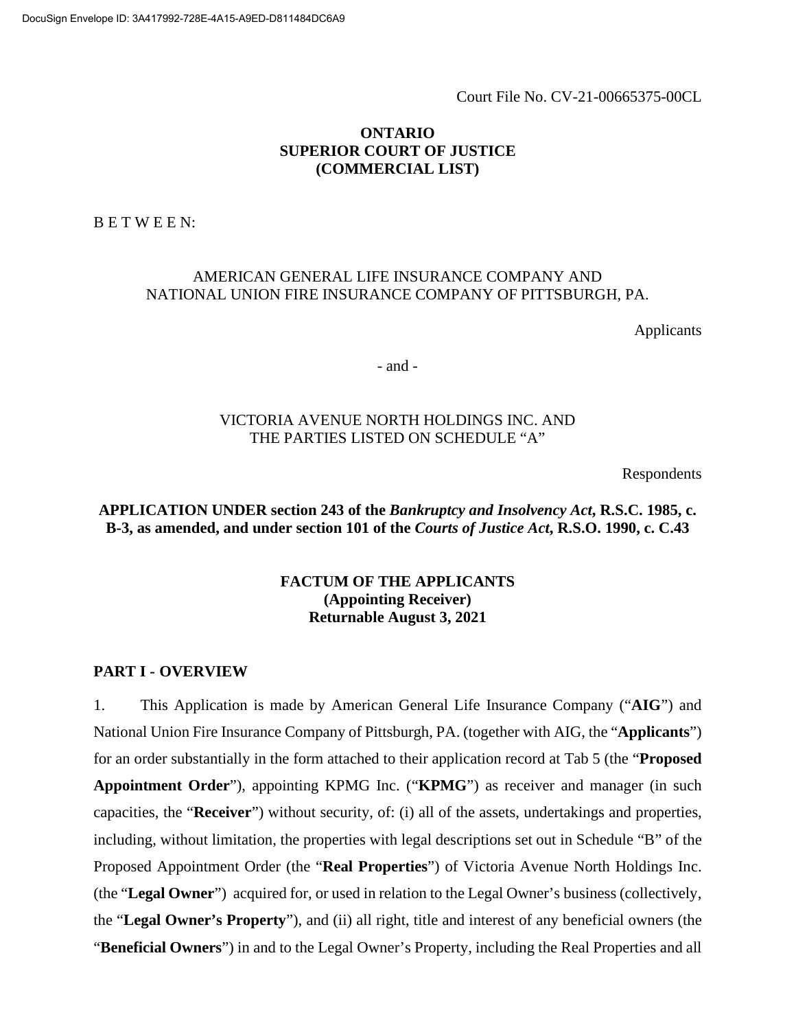Court File No. CV-21-00665375-00CL

**ONTARIO**
**SUPERIOR COURT OF JUSTICE**
**(COMMERCIAL LIST)**

B E T W E E N:

AMERICAN GENERAL LIFE INSURANCE COMPANY AND
NATIONAL UNION FIRE INSURANCE COMPANY OF PITTSBURGH, PA.

Applicants

- and -

VICTORIA AVENUE NORTH HOLDINGS INC. AND
THE PARTIES LISTED ON SCHEDULE "A"

Respondents

**APPLICATION UNDER section 243 of the *Bankruptcy and Insolvency Act*, R.S.C. 1985, c. B-3, as amended, and under section 101 of the *Courts of Justice Act*, R.S.O. 1990, c. C.43**

**FACTUM OF THE APPLICANTS**
**(Appointing Receiver)**
**Returnable August 3, 2021**

## PART I - OVERVIEW

1. This Application is made by American General Life Insurance Company ("**AIG**") and National Union Fire Insurance Company of Pittsburgh, PA. (together with AIG, the "**Applicants**") for an order substantially in the form attached to their application record at Tab 5 (the "**Proposed Appointment Order**"), appointing KPMG Inc. ("**KPMG**") as receiver and manager (in such capacities, the "**Receiver**") without security, of: (i) all of the assets, undertakings and properties, including, without limitation, the properties with legal descriptions set out in Schedule "B" of the Proposed Appointment Order (the "**Real Properties**") of Victoria Avenue North Holdings Inc. (the "**Legal Owner**") acquired for, or used in relation to the Legal Owner's business (collectively, the "**Legal Owner's Property**"), and (ii) all right, title and interest of any beneficial owners (the "**Beneficial Owners**") in and to the Legal Owner's Property, including the Real Properties and all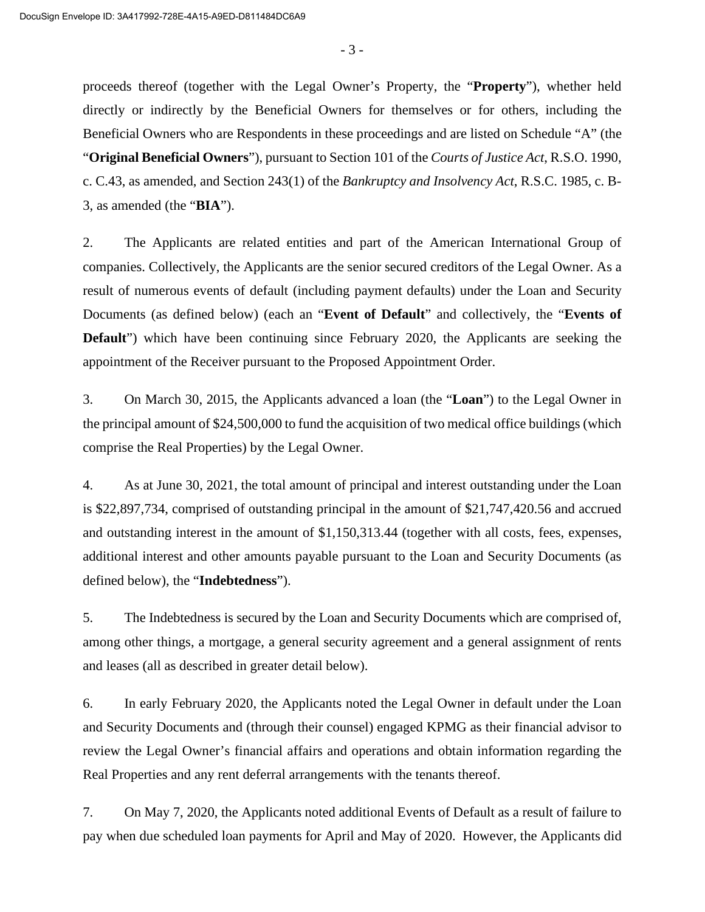proceeds thereof (together with the Legal Owner's Property, the "**Property**"), whether held directly or indirectly by the Beneficial Owners for themselves or for others, including the Beneficial Owners who are Respondents in these proceedings and are listed on Schedule "A" (the "**Original Beneficial Owners**"), pursuant to Section 101 of the *Courts of Justice Act*, R.S.O. 1990, c. C.43, as amended, and Section 243(1) of the *Bankruptcy and Insolvency Act*, R.S.C. 1985, c. B-3, as amended (the "**BIA**").

2. The Applicants are related entities and part of the American International Group of companies. Collectively, the Applicants are the senior secured creditors of the Legal Owner. As a result of numerous events of default (including payment defaults) under the Loan and Security Documents (as defined below) (each an "**Event of Default**" and collectively, the "**Events of Default**") which have been continuing since February 2020, the Applicants are seeking the appointment of the Receiver pursuant to the Proposed Appointment Order.

3. On March 30, 2015, the Applicants advanced a loan (the "**Loan**") to the Legal Owner in the principal amount of $24,500,000 to fund the acquisition of two medical office buildings (which comprise the Real Properties) by the Legal Owner.

4. As at June 30, 2021, the total amount of principal and interest outstanding under the Loan is $22,897,734, comprised of outstanding principal in the amount of $21,747,420.56 and accrued and outstanding interest in the amount of $1,150,313.44 (together with all costs, fees, expenses, additional interest and other amounts payable pursuant to the Loan and Security Documents (as defined below), the "**Indebtedness**").

5. The Indebtedness is secured by the Loan and Security Documents which are comprised of, among other things, a mortgage, a general security agreement and a general assignment of rents and leases (all as described in greater detail below).

6. In early February 2020, the Applicants noted the Legal Owner in default under the Loan and Security Documents and (through their counsel) engaged KPMG as their financial advisor to review the Legal Owner's financial affairs and operations and obtain information regarding the Real Properties and any rent deferral arrangements with the tenants thereof.

7. On May 7, 2020, the Applicants noted additional Events of Default as a result of failure to pay when due scheduled loan payments for April and May of 2020. However, the Applicants did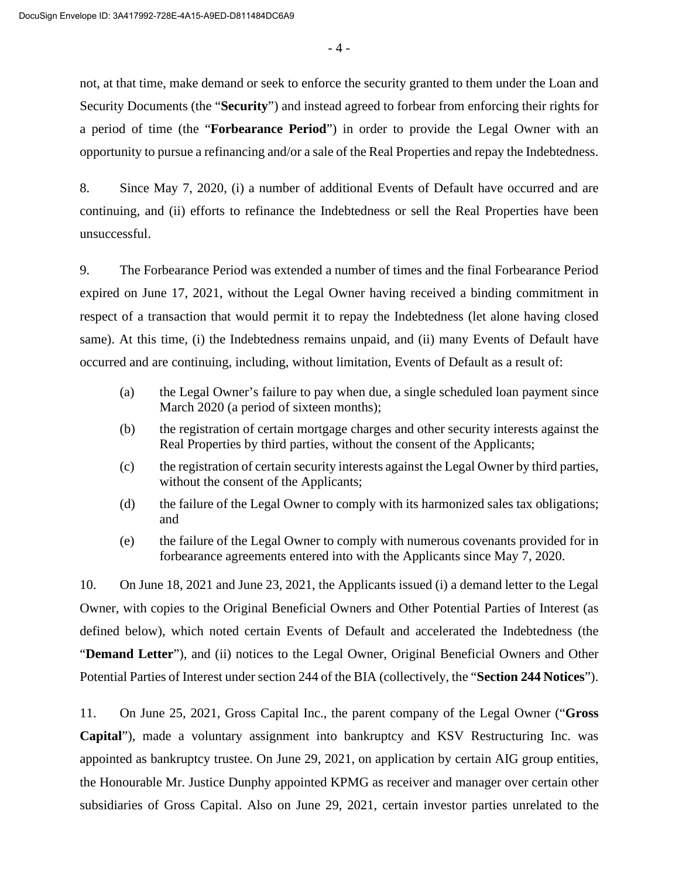not, at that time, make demand or seek to enforce the security granted to them under the Loan and Security Documents (the "**Security**") and instead agreed to forbear from enforcing their rights for a period of time (the "**Forbearance Period**") in order to provide the Legal Owner with an opportunity to pursue a refinancing and/or a sale of the Real Properties and repay the Indebtedness.

8. Since May 7, 2020, (i) a number of additional Events of Default have occurred and are continuing, and (ii) efforts to refinance the Indebtedness or sell the Real Properties have been unsuccessful.

9. The Forbearance Period was extended a number of times and the final Forbearance Period expired on June 17, 2021, without the Legal Owner having received a binding commitment in respect of a transaction that would permit it to repay the Indebtedness (let alone having closed same). At this time, (i) the Indebtedness remains unpaid, and (ii) many Events of Default have occurred and are continuing, including, without limitation, Events of Default as a result of:

(a) the Legal Owner's failure to pay when due, a single scheduled loan payment since March 2020 (a period of sixteen months);

(b) the registration of certain mortgage charges and other security interests against the Real Properties by third parties, without the consent of the Applicants;

(c) the registration of certain security interests against the Legal Owner by third parties, without the consent of the Applicants;

(d) the failure of the Legal Owner to comply with its harmonized sales tax obligations; and

(e) the failure of the Legal Owner to comply with numerous covenants provided for in forbearance agreements entered into with the Applicants since May 7, 2020.

10. On June 18, 2021 and June 23, 2021, the Applicants issued (i) a demand letter to the Legal Owner, with copies to the Original Beneficial Owners and Other Potential Parties of Interest (as defined below), which noted certain Events of Default and accelerated the Indebtedness (the "**Demand Letter**"), and (ii) notices to the Legal Owner, Original Beneficial Owners and Other Potential Parties of Interest under section 244 of the BIA (collectively, the "**Section 244 Notices**").

11. On June 25, 2021, Gross Capital Inc., the parent company of the Legal Owner ("**Gross Capital**"), made a voluntary assignment into bankruptcy and KSV Restructuring Inc. was appointed as bankruptcy trustee. On June 29, 2021, on application by certain AIG group entities, the Honourable Mr. Justice Dunphy appointed KPMG as receiver and manager over certain other subsidiaries of Gross Capital. Also on June 29, 2021, certain investor parties unrelated to the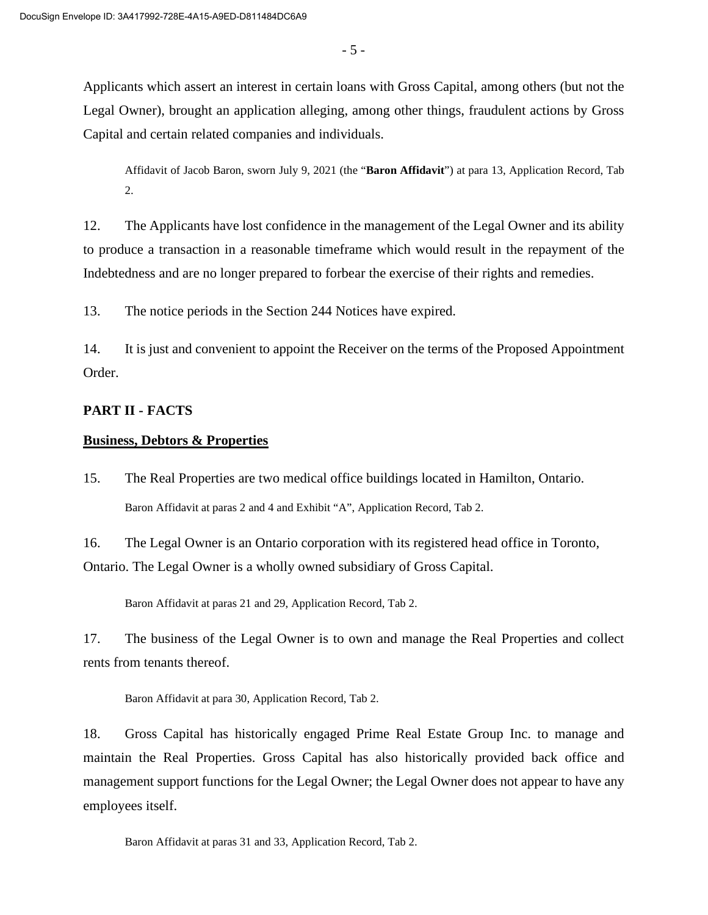Applicants which assert an interest in certain loans with Gross Capital, among others (but not the Legal Owner), brought an application alleging, among other things, fraudulent actions by Gross Capital and certain related companies and individuals.

> Affidavit of Jacob Baron, sworn July 9, 2021 (the "**Baron Affidavit**") at para 13, Application Record, Tab 2.

12. The Applicants have lost confidence in the management of the Legal Owner and its ability to produce a transaction in a reasonable timeframe which would result in the repayment of the Indebtedness and are no longer prepared to forbear the exercise of their rights and remedies.

13. The notice periods in the Section 244 Notices have expired.

14. It is just and convenient to appoint the Receiver on the terms of the Proposed Appointment Order.

## PART II - FACTS

### Business, Debtors & Properties

15. The Real Properties are two medical office buildings located in Hamilton, Ontario.

> Baron Affidavit at paras 2 and 4 and Exhibit "A", Application Record, Tab 2.

16. The Legal Owner is an Ontario corporation with its registered head office in Toronto, Ontario. The Legal Owner is a wholly owned subsidiary of Gross Capital.

> Baron Affidavit at paras 21 and 29, Application Record, Tab 2.

17. The business of the Legal Owner is to own and manage the Real Properties and collect rents from tenants thereof.

> Baron Affidavit at para 30, Application Record, Tab 2.

18. Gross Capital has historically engaged Prime Real Estate Group Inc. to manage and maintain the Real Properties. Gross Capital has also historically provided back office and management support functions for the Legal Owner; the Legal Owner does not appear to have any employees itself.

> Baron Affidavit at paras 31 and 33, Application Record, Tab 2.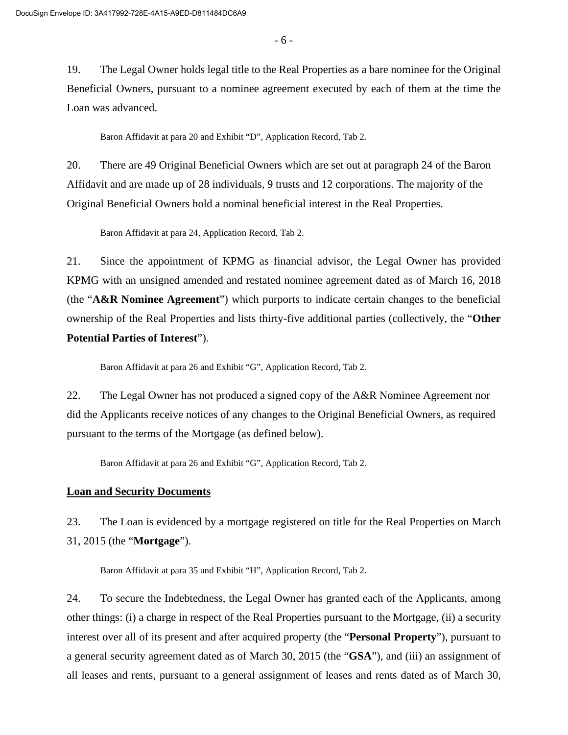19. The Legal Owner holds legal title to the Real Properties as a bare nominee for the Original Beneficial Owners, pursuant to a nominee agreement executed by each of them at the time the Loan was advanced.

Baron Affidavit at para 20 and Exhibit “D”, Application Record, Tab 2.

20. There are 49 Original Beneficial Owners which are set out at paragraph 24 of the Baron Affidavit and are made up of 28 individuals, 9 trusts and 12 corporations. The majority of the Original Beneficial Owners hold a nominal beneficial interest in the Real Properties.

Baron Affidavit at para 24, Application Record, Tab 2.

21. Since the appointment of KPMG as financial advisor, the Legal Owner has provided KPMG with an unsigned amended and restated nominee agreement dated as of March 16, 2018 (the “**A&R Nominee Agreement**”) which purports to indicate certain changes to the beneficial ownership of the Real Properties and lists thirty-five additional parties (collectively, the “**Other Potential Parties of Interest**”).

Baron Affidavit at para 26 and Exhibit “G”, Application Record, Tab 2.

22. The Legal Owner has not produced a signed copy of the A&R Nominee Agreement nor did the Applicants receive notices of any changes to the Original Beneficial Owners, as required pursuant to the terms of the Mortgage (as defined below).

Baron Affidavit at para 26 and Exhibit “G”, Application Record, Tab 2.

**<u>Loan and Security Documents</u>**

23. The Loan is evidenced by a mortgage registered on title for the Real Properties on March 31, 2015 (the “**Mortgage**”).

Baron Affidavit at para 35 and Exhibit “H”, Application Record, Tab 2.

24. To secure the Indebtedness, the Legal Owner has granted each of the Applicants, among other things: (i) a charge in respect of the Real Properties pursuant to the Mortgage, (ii) a security interest over all of its present and after acquired property (the “**Personal Property**”), pursuant to a general security agreement dated as of March 30, 2015 (the “**GSA**”), and (iii) an assignment of all leases and rents, pursuant to a general assignment of leases and rents dated as of March 30,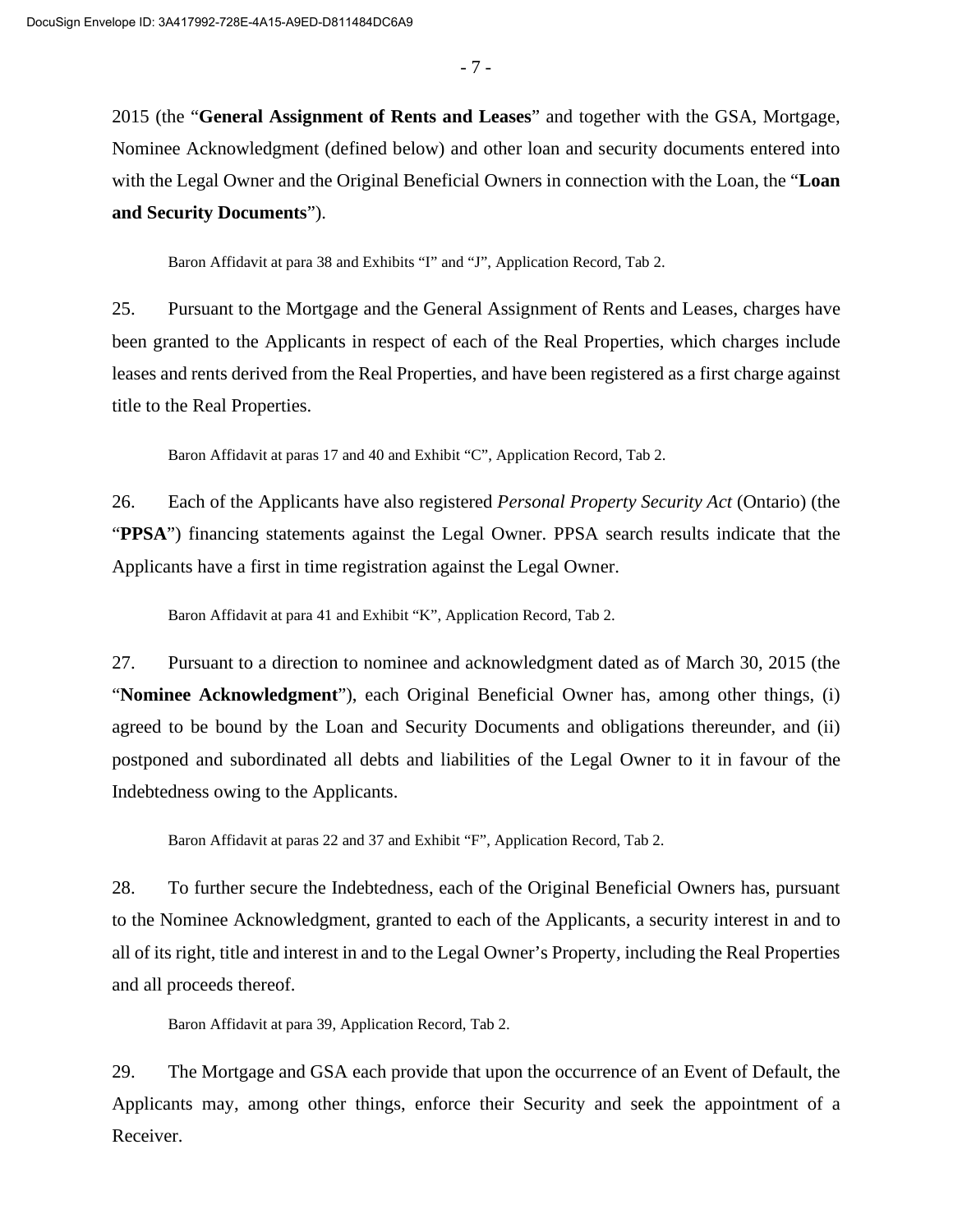2015 (the "**General Assignment of Rents and Leases**" and together with the GSA, Mortgage, Nominee Acknowledgment (defined below) and other loan and security documents entered into with the Legal Owner and the Original Beneficial Owners in connection with the Loan, the "**Loan and Security Documents**").

Baron Affidavit at para 38 and Exhibits "I" and "J", Application Record, Tab 2.

25. Pursuant to the Mortgage and the General Assignment of Rents and Leases, charges have been granted to the Applicants in respect of each of the Real Properties, which charges include leases and rents derived from the Real Properties, and have been registered as a first charge against title to the Real Properties.

Baron Affidavit at paras 17 and 40 and Exhibit "C", Application Record, Tab 2.

26. Each of the Applicants have also registered *Personal Property Security Act* (Ontario) (the "**PPSA**") financing statements against the Legal Owner. PPSA search results indicate that the Applicants have a first in time registration against the Legal Owner.

Baron Affidavit at para 41 and Exhibit "K", Application Record, Tab 2.

27. Pursuant to a direction to nominee and acknowledgment dated as of March 30, 2015 (the "**Nominee Acknowledgment**"), each Original Beneficial Owner has, among other things, (i) agreed to be bound by the Loan and Security Documents and obligations thereunder, and (ii) postponed and subordinated all debts and liabilities of the Legal Owner to it in favour of the Indebtedness owing to the Applicants.

Baron Affidavit at paras 22 and 37 and Exhibit "F", Application Record, Tab 2.

28. To further secure the Indebtedness, each of the Original Beneficial Owners has, pursuant to the Nominee Acknowledgment, granted to each of the Applicants, a security interest in and to all of its right, title and interest in and to the Legal Owner's Property, including the Real Properties and all proceeds thereof.

Baron Affidavit at para 39, Application Record, Tab 2.

29. The Mortgage and GSA each provide that upon the occurrence of an Event of Default, the Applicants may, among other things, enforce their Security and seek the appointment of a Receiver.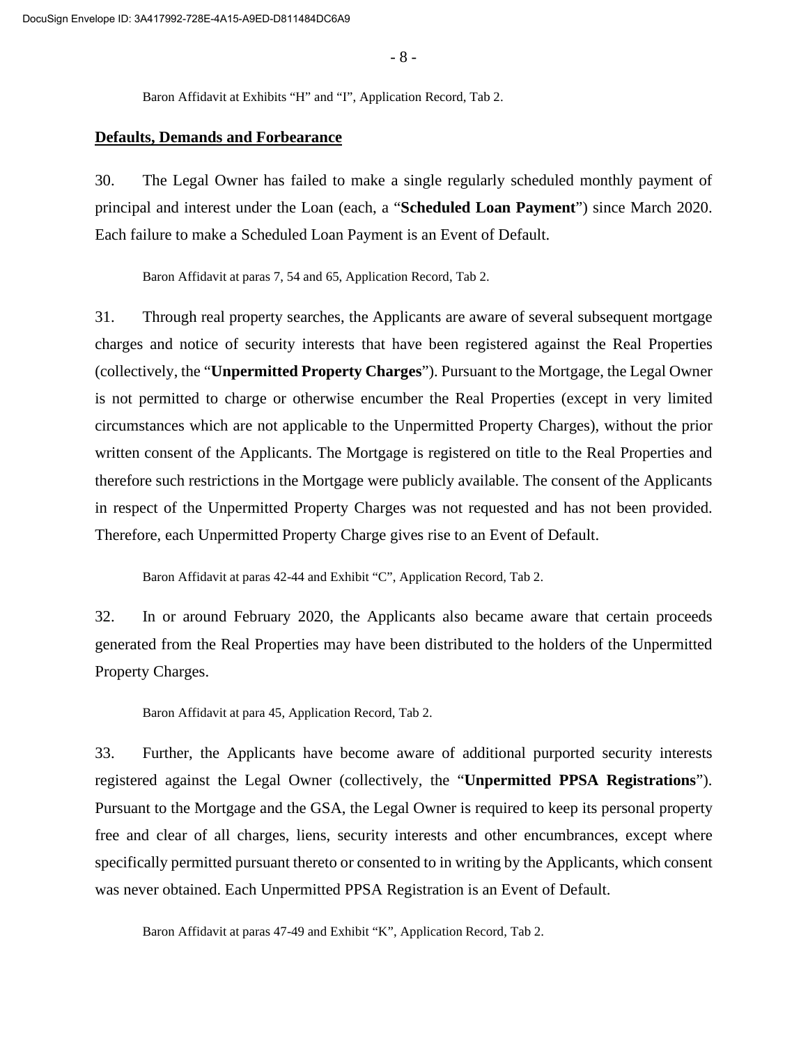Baron Affidavit at Exhibits "H" and "I", Application Record, Tab 2.

## Defaults, Demands and Forbearance

30. The Legal Owner has failed to make a single regularly scheduled monthly payment of principal and interest under the Loan (each, a "**Scheduled Loan Payment**") since March 2020. Each failure to make a Scheduled Loan Payment is an Event of Default.

Baron Affidavit at paras 7, 54 and 65, Application Record, Tab 2.

31. Through real property searches, the Applicants are aware of several subsequent mortgage charges and notice of security interests that have been registered against the Real Properties (collectively, the "**Unpermitted Property Charges**"). Pursuant to the Mortgage, the Legal Owner is not permitted to charge or otherwise encumber the Real Properties (except in very limited circumstances which are not applicable to the Unpermitted Property Charges), without the prior written consent of the Applicants. The Mortgage is registered on title to the Real Properties and therefore such restrictions in the Mortgage were publicly available. The consent of the Applicants in respect of the Unpermitted Property Charges was not requested and has not been provided. Therefore, each Unpermitted Property Charge gives rise to an Event of Default.

Baron Affidavit at paras 42-44 and Exhibit "C", Application Record, Tab 2.

32. In or around February 2020, the Applicants also became aware that certain proceeds generated from the Real Properties may have been distributed to the holders of the Unpermitted Property Charges.

Baron Affidavit at para 45, Application Record, Tab 2.

33. Further, the Applicants have become aware of additional purported security interests registered against the Legal Owner (collectively, the "**Unpermitted PPSA Registrations**"). Pursuant to the Mortgage and the GSA, the Legal Owner is required to keep its personal property free and clear of all charges, liens, security interests and other encumbrances, except where specifically permitted pursuant thereto or consented to in writing by the Applicants, which consent was never obtained. Each Unpermitted PPSA Registration is an Event of Default.

Baron Affidavit at paras 47-49 and Exhibit "K", Application Record, Tab 2.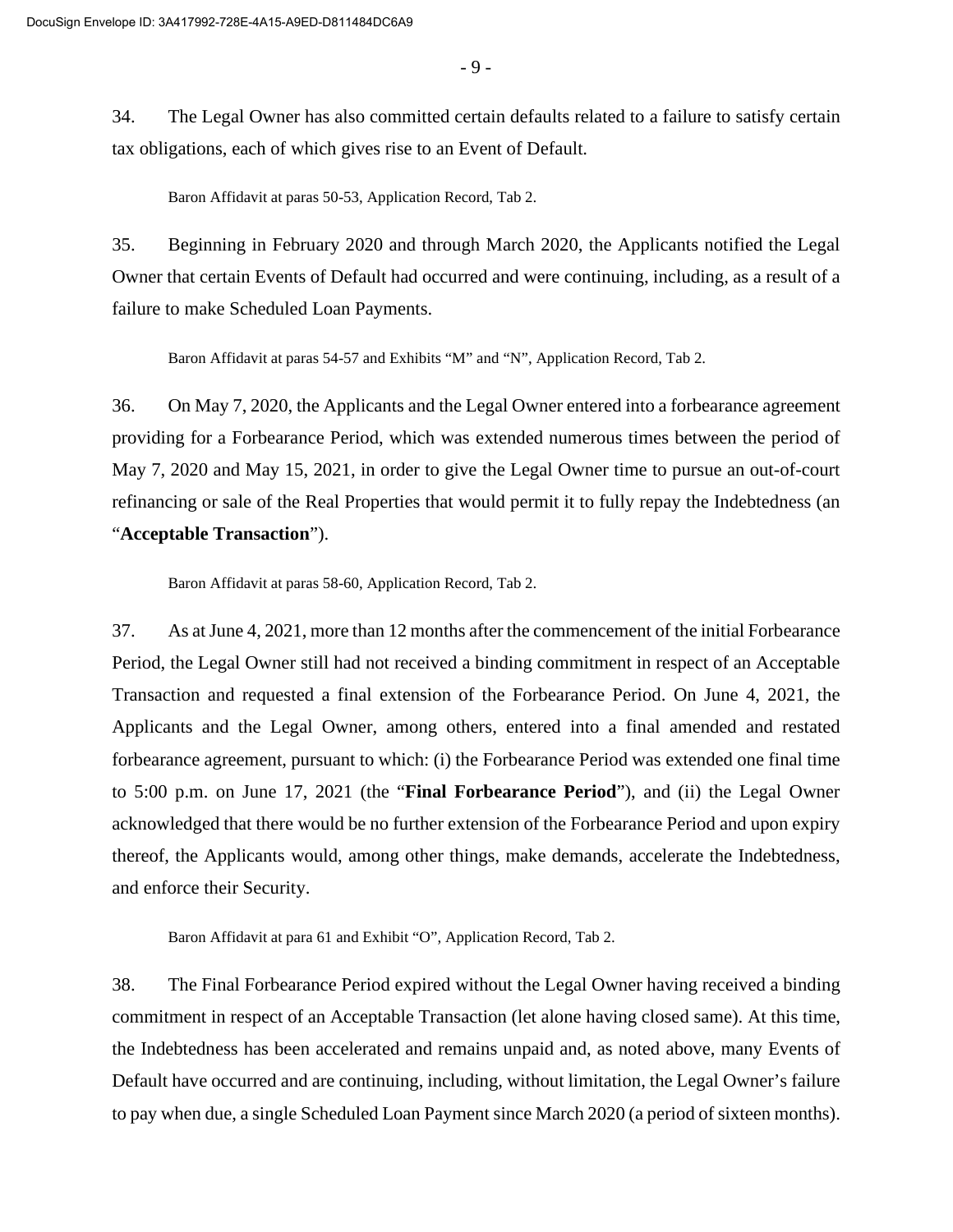34. The Legal Owner has also committed certain defaults related to a failure to satisfy certain tax obligations, each of which gives rise to an Event of Default.

Baron Affidavit at paras 50-53, Application Record, Tab 2.

35. Beginning in February 2020 and through March 2020, the Applicants notified the Legal Owner that certain Events of Default had occurred and were continuing, including, as a result of a failure to make Scheduled Loan Payments.

Baron Affidavit at paras 54-57 and Exhibits "M" and "N", Application Record, Tab 2.

36. On May 7, 2020, the Applicants and the Legal Owner entered into a forbearance agreement providing for a Forbearance Period, which was extended numerous times between the period of May 7, 2020 and May 15, 2021, in order to give the Legal Owner time to pursue an out-of-court refinancing or sale of the Real Properties that would permit it to fully repay the Indebtedness (an "**Acceptable Transaction**").

Baron Affidavit at paras 58-60, Application Record, Tab 2.

37. As at June 4, 2021, more than 12 months after the commencement of the initial Forbearance Period, the Legal Owner still had not received a binding commitment in respect of an Acceptable Transaction and requested a final extension of the Forbearance Period. On June 4, 2021, the Applicants and the Legal Owner, among others, entered into a final amended and restated forbearance agreement, pursuant to which: (i) the Forbearance Period was extended one final time to 5:00 p.m. on June 17, 2021 (the "**Final Forbearance Period**"), and (ii) the Legal Owner acknowledged that there would be no further extension of the Forbearance Period and upon expiry thereof, the Applicants would, among other things, make demands, accelerate the Indebtedness, and enforce their Security.

Baron Affidavit at para 61 and Exhibit "O", Application Record, Tab 2.

38. The Final Forbearance Period expired without the Legal Owner having received a binding commitment in respect of an Acceptable Transaction (let alone having closed same). At this time, the Indebtedness has been accelerated and remains unpaid and, as noted above, many Events of Default have occurred and are continuing, including, without limitation, the Legal Owner's failure to pay when due, a single Scheduled Loan Payment since March 2020 (a period of sixteen months).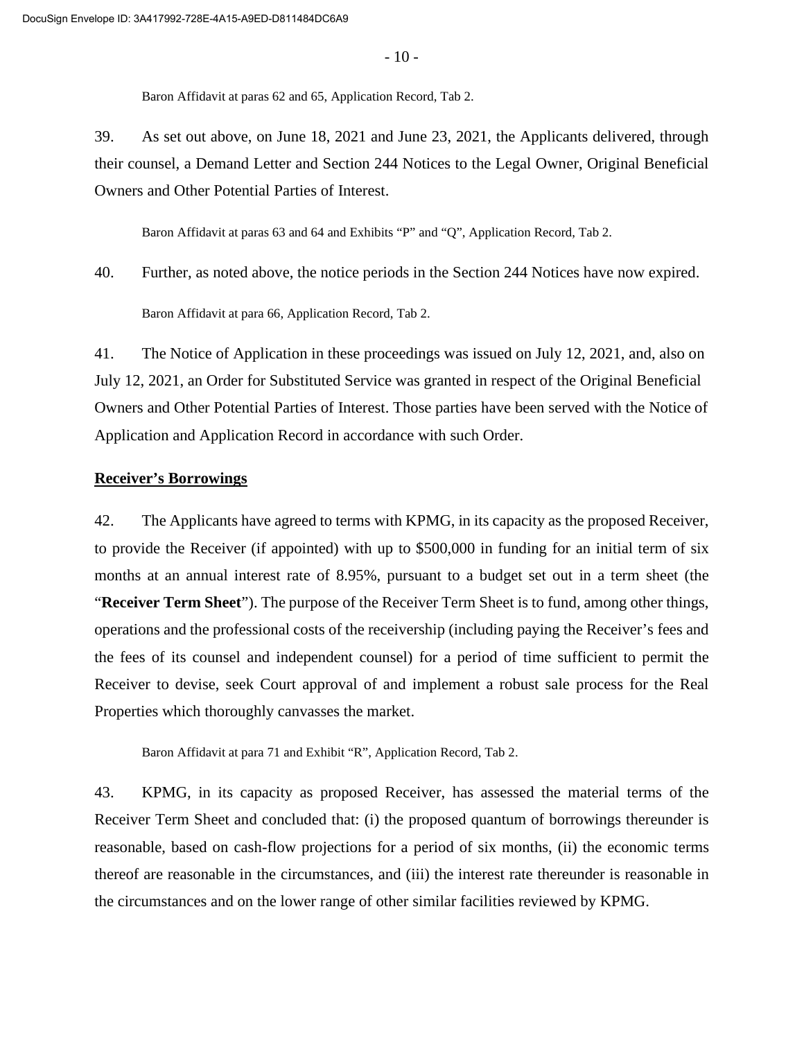Baron Affidavit at paras 62 and 65, Application Record, Tab 2.

39. As set out above, on June 18, 2021 and June 23, 2021, the Applicants delivered, through their counsel, a Demand Letter and Section 244 Notices to the Legal Owner, Original Beneficial Owners and Other Potential Parties of Interest.

Baron Affidavit at paras 63 and 64 and Exhibits "P" and "Q", Application Record, Tab 2.

40. Further, as noted above, the notice periods in the Section 244 Notices have now expired.

Baron Affidavit at para 66, Application Record, Tab 2.

41. The Notice of Application in these proceedings was issued on July 12, 2021, and, also on July 12, 2021, an Order for Substituted Service was granted in respect of the Original Beneficial Owners and Other Potential Parties of Interest. Those parties have been served with the Notice of Application and Application Record in accordance with such Order.

**Receiver's Borrowings**

42. The Applicants have agreed to terms with KPMG, in its capacity as the proposed Receiver, to provide the Receiver (if appointed) with up to $500,000 in funding for an initial term of six months at an annual interest rate of 8.95%, pursuant to a budget set out in a term sheet (the "**Receiver Term Sheet**"). The purpose of the Receiver Term Sheet is to fund, among other things, operations and the professional costs of the receivership (including paying the Receiver's fees and the fees of its counsel and independent counsel) for a period of time sufficient to permit the Receiver to devise, seek Court approval of and implement a robust sale process for the Real Properties which thoroughly canvasses the market.

Baron Affidavit at para 71 and Exhibit "R", Application Record, Tab 2.

43. KPMG, in its capacity as proposed Receiver, has assessed the material terms of the Receiver Term Sheet and concluded that: (i) the proposed quantum of borrowings thereunder is reasonable, based on cash-flow projections for a period of six months, (ii) the economic terms thereof are reasonable in the circumstances, and (iii) the interest rate thereunder is reasonable in the circumstances and on the lower range of other similar facilities reviewed by KPMG.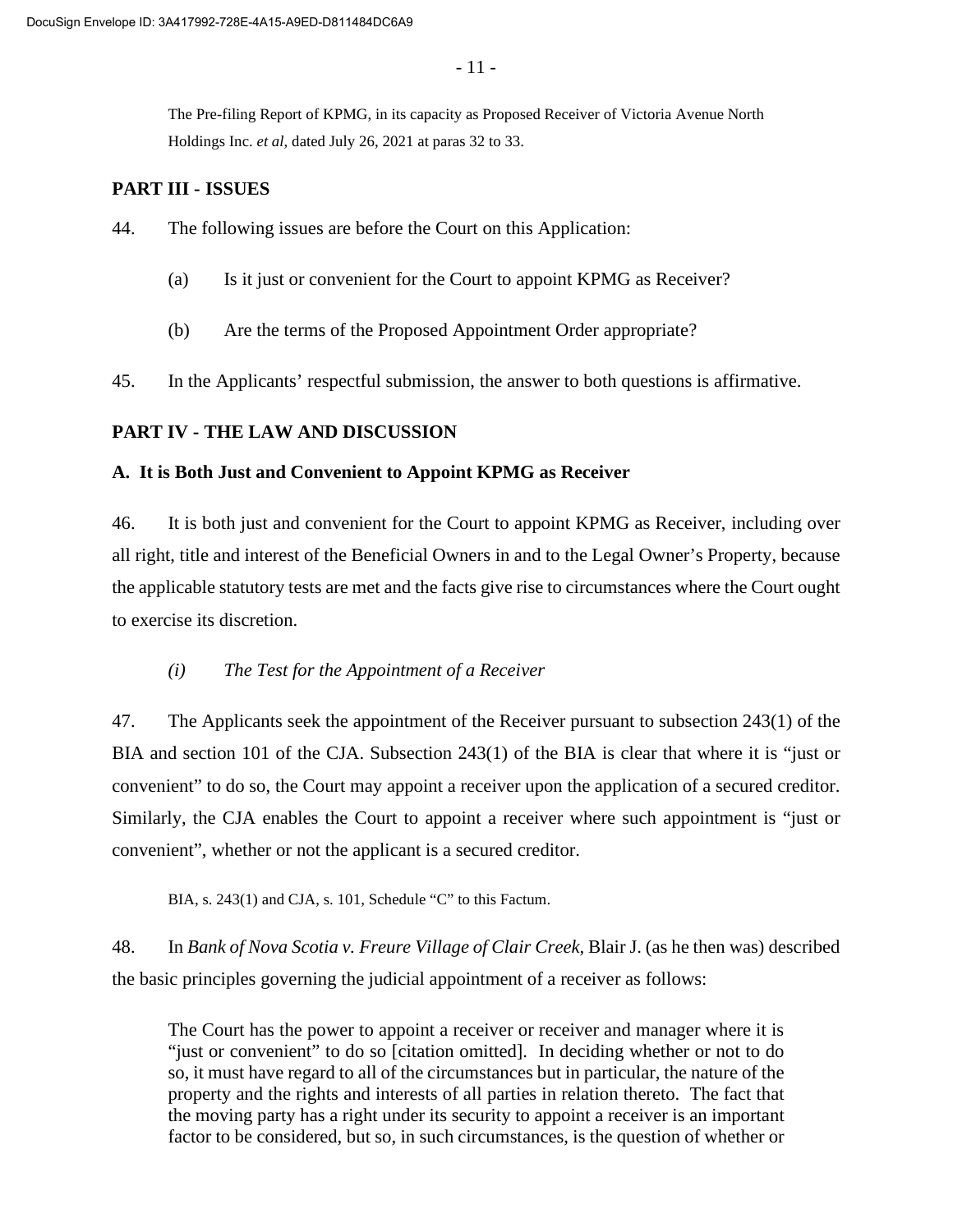The Pre-filing Report of KPMG, in its capacity as Proposed Receiver of Victoria Avenue North Holdings Inc. *et al*, dated July 26, 2021 at paras 32 to 33.

## PART III - ISSUES

44. The following issues are before the Court on this Application:

(a) Is it just or convenient for the Court to appoint KPMG as Receiver?

(b) Are the terms of the Proposed Appointment Order appropriate?

45. In the Applicants' respectful submission, the answer to both questions is affirmative.

## PART IV - THE LAW AND DISCUSSION

### A. It is Both Just and Convenient to Appoint KPMG as Receiver

46. It is both just and convenient for the Court to appoint KPMG as Receiver, including over all right, title and interest of the Beneficial Owners in and to the Legal Owner's Property, because the applicable statutory tests are met and the facts give rise to circumstances where the Court ought to exercise its discretion.

#### *(i) The Test for the Appointment of a Receiver*

47. The Applicants seek the appointment of the Receiver pursuant to subsection 243(1) of the BIA and section 101 of the CJA. Subsection 243(1) of the BIA is clear that where it is "just or convenient" to do so, the Court may appoint a receiver upon the application of a secured creditor. Similarly, the CJA enables the Court to appoint a receiver where such appointment is "just or convenient", whether or not the applicant is a secured creditor.

BIA, s. 243(1) and CJA, s. 101, Schedule "C" to this Factum.

48. In *Bank of Nova Scotia v. Freure Village of Clair Creek*, Blair J. (as he then was) described the basic principles governing the judicial appointment of a receiver as follows:

> The Court has the power to appoint a receiver or receiver and manager where it is "just or convenient" to do so [citation omitted]. In deciding whether or not to do so, it must have regard to all of the circumstances but in particular, the nature of the property and the rights and interests of all parties in relation thereto. The fact that the moving party has a right under its security to appoint a receiver is an important factor to be considered, but so, in such circumstances, is the question of whether or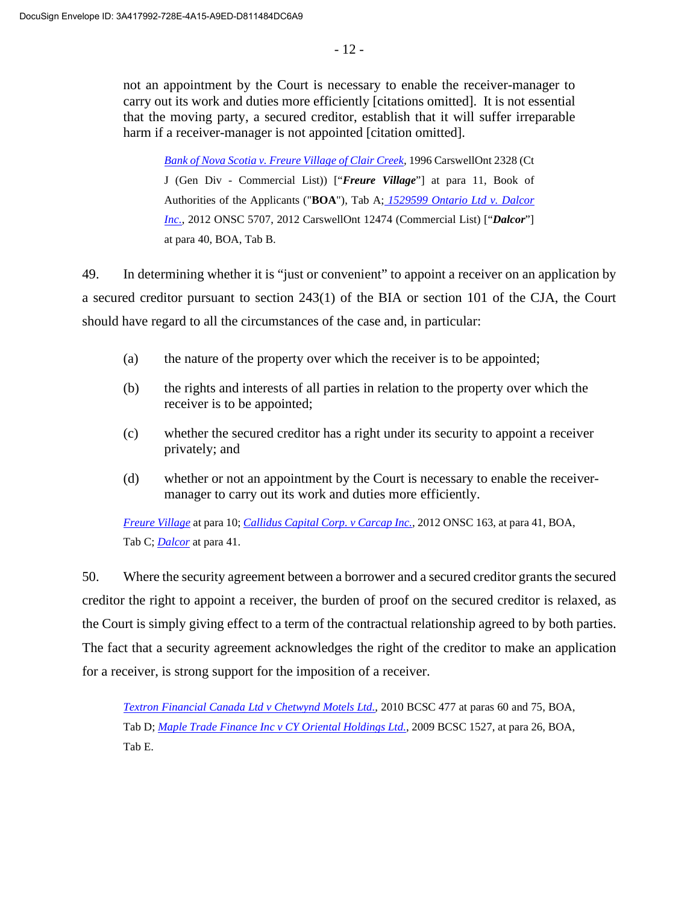not an appointment by the Court is necessary to enable the receiver-manager to carry out its work and duties more efficiently [citations omitted]. It is not essential that the moving party, a secured creditor, establish that it will suffer irreparable harm if a receiver-manager is not appointed [citation omitted].

> *Bank of Nova Scotia v. Freure Village of Clair Creek*, 1996 CarswellOnt 2328 (Ct J (Gen Div - Commercial List)) ["***Freure Village***"] at para 11, Book of Authorities of the Applicants ("**BOA**"), Tab A; *1529599 Ontario Ltd v. Dalcor Inc.*, 2012 ONSC 5707, 2012 CarswellOnt 12474 (Commercial List) ["***Dalcor***"] at para 40, BOA, Tab B.

49. In determining whether it is "just or convenient" to appoint a receiver on an application by a secured creditor pursuant to section 243(1) of the BIA or section 101 of the CJA, the Court should have regard to all the circumstances of the case and, in particular:

(a) the nature of the property over which the receiver is to be appointed;

(b) the rights and interests of all parties in relation to the property over which the receiver is to be appointed;

(c) whether the secured creditor has a right under its security to appoint a receiver privately; and

(d) whether or not an appointment by the Court is necessary to enable the receiver-manager to carry out its work and duties more efficiently.

*Freure Village* at para 10; *Callidus Capital Corp. v Carcap Inc.*, 2012 ONSC 163, at para 41, BOA, Tab C; *Dalcor* at para 41.

50. Where the security agreement between a borrower and a secured creditor grants the secured creditor the right to appoint a receiver, the burden of proof on the secured creditor is relaxed, as the Court is simply giving effect to a term of the contractual relationship agreed to by both parties. The fact that a security agreement acknowledges the right of the creditor to make an application for a receiver, is strong support for the imposition of a receiver.

*Textron Financial Canada Ltd v Chetwynd Motels Ltd.*, 2010 BCSC 477 at paras 60 and 75, BOA, Tab D; *Maple Trade Finance Inc v CY Oriental Holdings Ltd.*, 2009 BCSC 1527, at para 26, BOA, Tab E.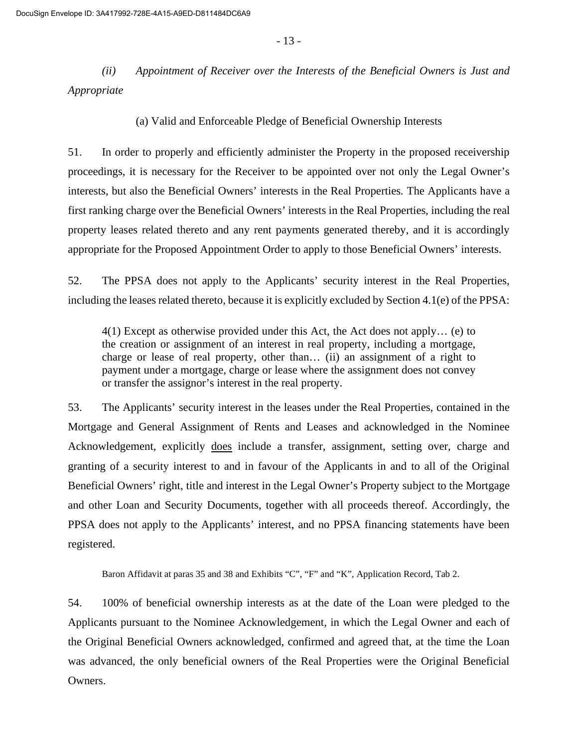*(ii) Appointment of Receiver over the Interests of the Beneficial Owners is Just and Appropriate*

(a) Valid and Enforceable Pledge of Beneficial Ownership Interests

51. In order to properly and efficiently administer the Property in the proposed receivership proceedings, it is necessary for the Receiver to be appointed over not only the Legal Owner's interests, but also the Beneficial Owners' interests in the Real Properties. The Applicants have a first ranking charge over the Beneficial Owners' interests in the Real Properties, including the real property leases related thereto and any rent payments generated thereby, and it is accordingly appropriate for the Proposed Appointment Order to apply to those Beneficial Owners' interests.

52. The PPSA does not apply to the Applicants' security interest in the Real Properties, including the leases related thereto, because it is explicitly excluded by Section 4.1(e) of the PPSA:

> 4(1) Except as otherwise provided under this Act, the Act does not apply… (e) to the creation or assignment of an interest in real property, including a mortgage, charge or lease of real property, other than… (ii) an assignment of a right to payment under a mortgage, charge or lease where the assignment does not convey or transfer the assignor's interest in the real property.

53. The Applicants' security interest in the leases under the Real Properties, contained in the Mortgage and General Assignment of Rents and Leases and acknowledged in the Nominee Acknowledgement, explicitly <u>does</u> include a transfer, assignment, setting over, charge and granting of a security interest to and in favour of the Applicants in and to all of the Original Beneficial Owners' right, title and interest in the Legal Owner's Property subject to the Mortgage and other Loan and Security Documents, together with all proceeds thereof. Accordingly, the PPSA does not apply to the Applicants' interest, and no PPSA financing statements have been registered.

> Baron Affidavit at paras 35 and 38 and Exhibits "C", "F" and "K", Application Record, Tab 2.

54. 100% of beneficial ownership interests as at the date of the Loan were pledged to the Applicants pursuant to the Nominee Acknowledgement, in which the Legal Owner and each of the Original Beneficial Owners acknowledged, confirmed and agreed that, at the time the Loan was advanced, the only beneficial owners of the Real Properties were the Original Beneficial Owners.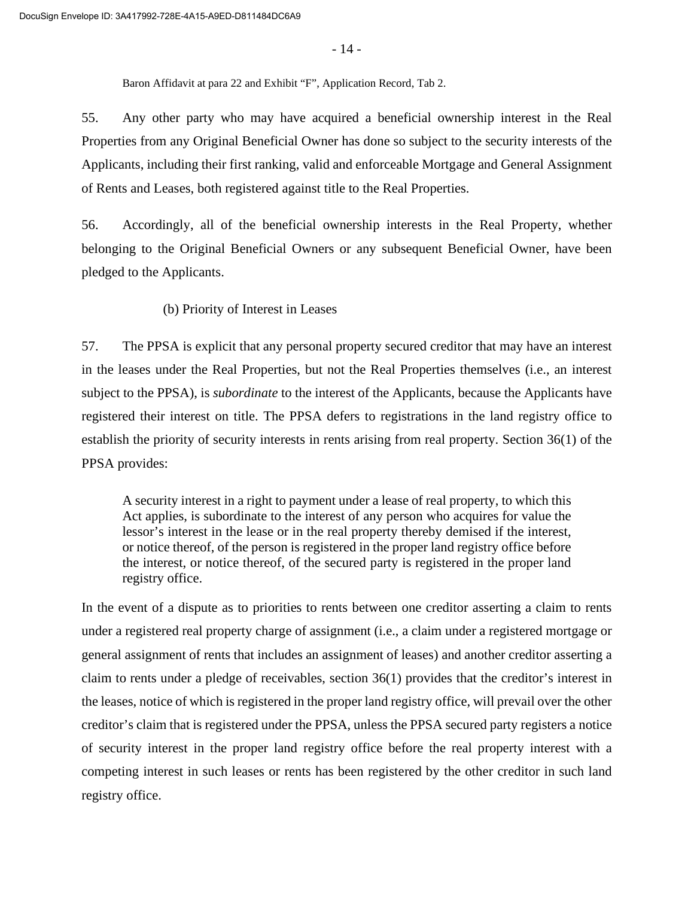Baron Affidavit at para 22 and Exhibit "F", Application Record, Tab 2.

55. Any other party who may have acquired a beneficial ownership interest in the Real Properties from any Original Beneficial Owner has done so subject to the security interests of the Applicants, including their first ranking, valid and enforceable Mortgage and General Assignment of Rents and Leases, both registered against title to the Real Properties.

56. Accordingly, all of the beneficial ownership interests in the Real Property, whether belonging to the Original Beneficial Owners or any subsequent Beneficial Owner, have been pledged to the Applicants.

(b) Priority of Interest in Leases

57. The PPSA is explicit that any personal property secured creditor that may have an interest in the leases under the Real Properties, but not the Real Properties themselves (i.e., an interest subject to the PPSA), is *subordinate* to the interest of the Applicants, because the Applicants have registered their interest on title. The PPSA defers to registrations in the land registry office to establish the priority of security interests in rents arising from real property. Section 36(1) of the PPSA provides:

> A security interest in a right to payment under a lease of real property, to which this Act applies, is subordinate to the interest of any person who acquires for value the lessor's interest in the lease or in the real property thereby demised if the interest, or notice thereof, of the person is registered in the proper land registry office before the interest, or notice thereof, of the secured party is registered in the proper land registry office.

In the event of a dispute as to priorities to rents between one creditor asserting a claim to rents under a registered real property charge of assignment (i.e., a claim under a registered mortgage or general assignment of rents that includes an assignment of leases) and another creditor asserting a claim to rents under a pledge of receivables, section 36(1) provides that the creditor's interest in the leases, notice of which is registered in the proper land registry office, will prevail over the other creditor's claim that is registered under the PPSA, unless the PPSA secured party registers a notice of security interest in the proper land registry office before the real property interest with a competing interest in such leases or rents has been registered by the other creditor in such land registry office.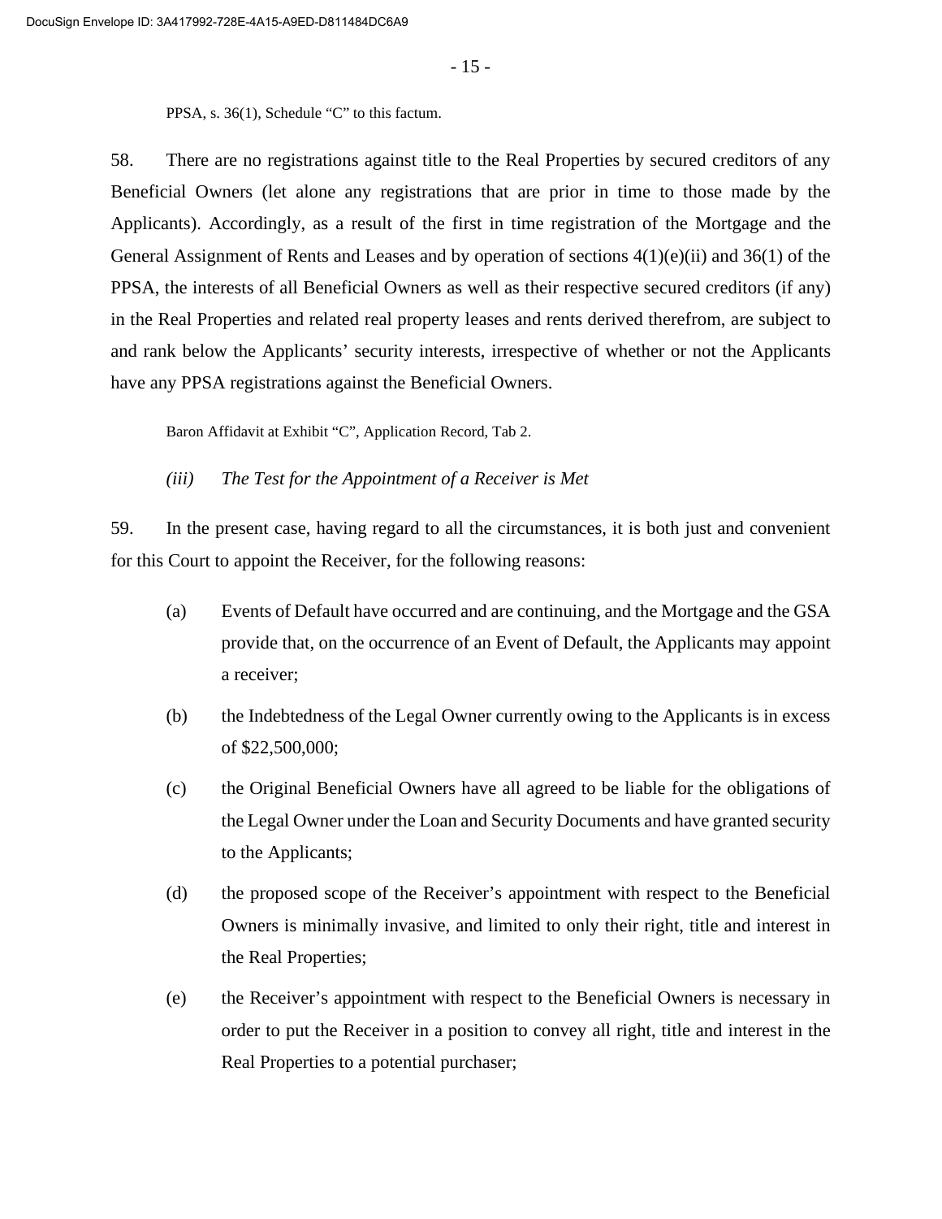PPSA, s. 36(1), Schedule "C" to this factum.

58. There are no registrations against title to the Real Properties by secured creditors of any Beneficial Owners (let alone any registrations that are prior in time to those made by the Applicants). Accordingly, as a result of the first in time registration of the Mortgage and the General Assignment of Rents and Leases and by operation of sections 4(1)(e)(ii) and 36(1) of the PPSA, the interests of all Beneficial Owners as well as their respective secured creditors (if any) in the Real Properties and related real property leases and rents derived therefrom, are subject to and rank below the Applicants' security interests, irrespective of whether or not the Applicants have any PPSA registrations against the Beneficial Owners.

Baron Affidavit at Exhibit "C", Application Record, Tab 2.

*(iii) The Test for the Appointment of a Receiver is Met*

59. In the present case, having regard to all the circumstances, it is both just and convenient for this Court to appoint the Receiver, for the following reasons:

(a) Events of Default have occurred and are continuing, and the Mortgage and the GSA provide that, on the occurrence of an Event of Default, the Applicants may appoint a receiver;

(b) the Indebtedness of the Legal Owner currently owing to the Applicants is in excess of $22,500,000;

(c) the Original Beneficial Owners have all agreed to be liable for the obligations of the Legal Owner under the Loan and Security Documents and have granted security to the Applicants;

(d) the proposed scope of the Receiver's appointment with respect to the Beneficial Owners is minimally invasive, and limited to only their right, title and interest in the Real Properties;

(e) the Receiver's appointment with respect to the Beneficial Owners is necessary in order to put the Receiver in a position to convey all right, title and interest in the Real Properties to a potential purchaser;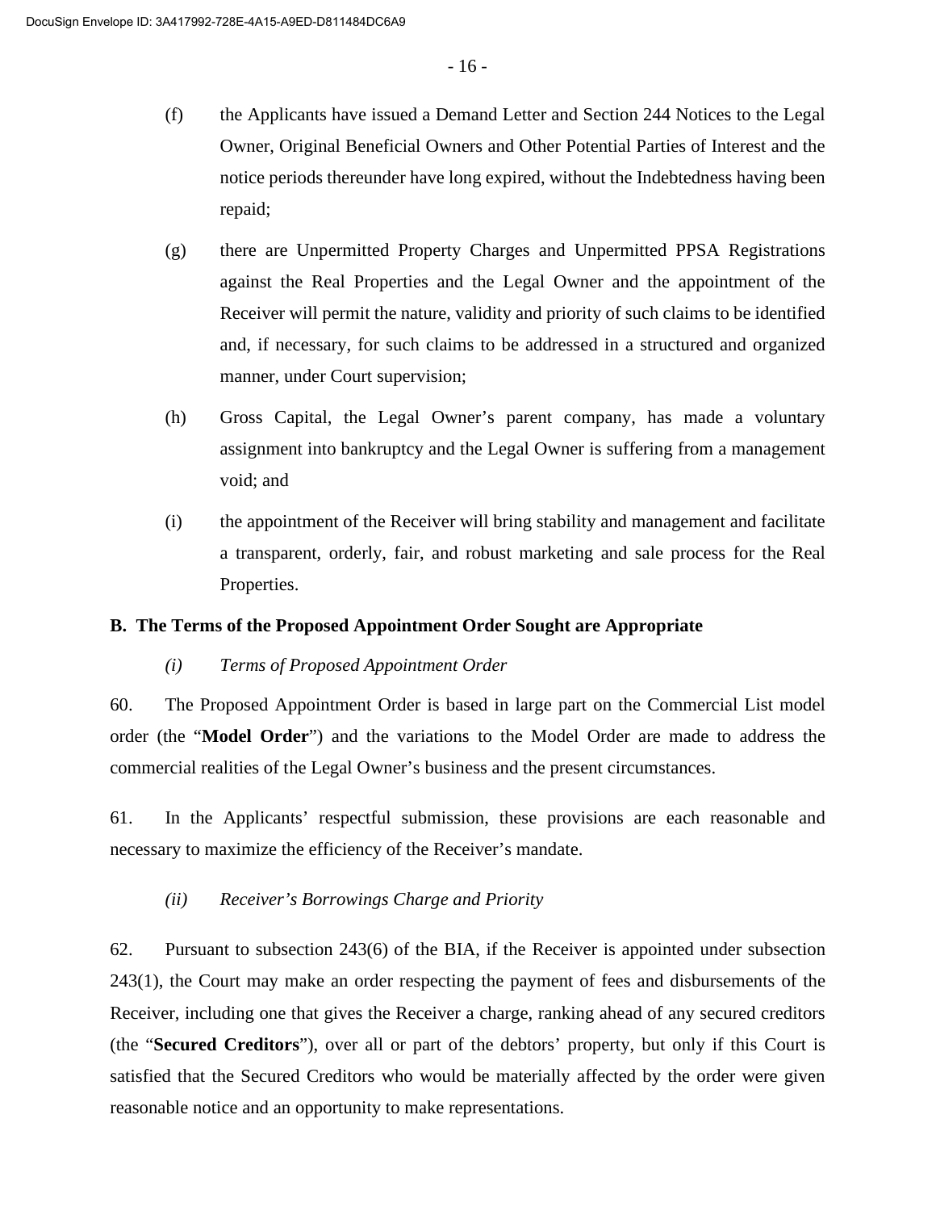(f) the Applicants have issued a Demand Letter and Section 244 Notices to the Legal Owner, Original Beneficial Owners and Other Potential Parties of Interest and the notice periods thereunder have long expired, without the Indebtedness having been repaid;

(g) there are Unpermitted Property Charges and Unpermitted PPSA Registrations against the Real Properties and the Legal Owner and the appointment of the Receiver will permit the nature, validity and priority of such claims to be identified and, if necessary, for such claims to be addressed in a structured and organized manner, under Court supervision;

(h) Gross Capital, the Legal Owner's parent company, has made a voluntary assignment into bankruptcy and the Legal Owner is suffering from a management void; and

(i) the appointment of the Receiver will bring stability and management and facilitate a transparent, orderly, fair, and robust marketing and sale process for the Real Properties.

### B. The Terms of the Proposed Appointment Order Sought are Appropriate

*(i) Terms of Proposed Appointment Order*

60. The Proposed Appointment Order is based in large part on the Commercial List model order (the "**Model Order**") and the variations to the Model Order are made to address the commercial realities of the Legal Owner's business and the present circumstances.

61. In the Applicants' respectful submission, these provisions are each reasonable and necessary to maximize the efficiency of the Receiver's mandate.

*(ii) Receiver's Borrowings Charge and Priority*

62. Pursuant to subsection 243(6) of the BIA, if the Receiver is appointed under subsection 243(1), the Court may make an order respecting the payment of fees and disbursements of the Receiver, including one that gives the Receiver a charge, ranking ahead of any secured creditors (the "**Secured Creditors**"), over all or part of the debtors' property, but only if this Court is satisfied that the Secured Creditors who would be materially affected by the order were given reasonable notice and an opportunity to make representations.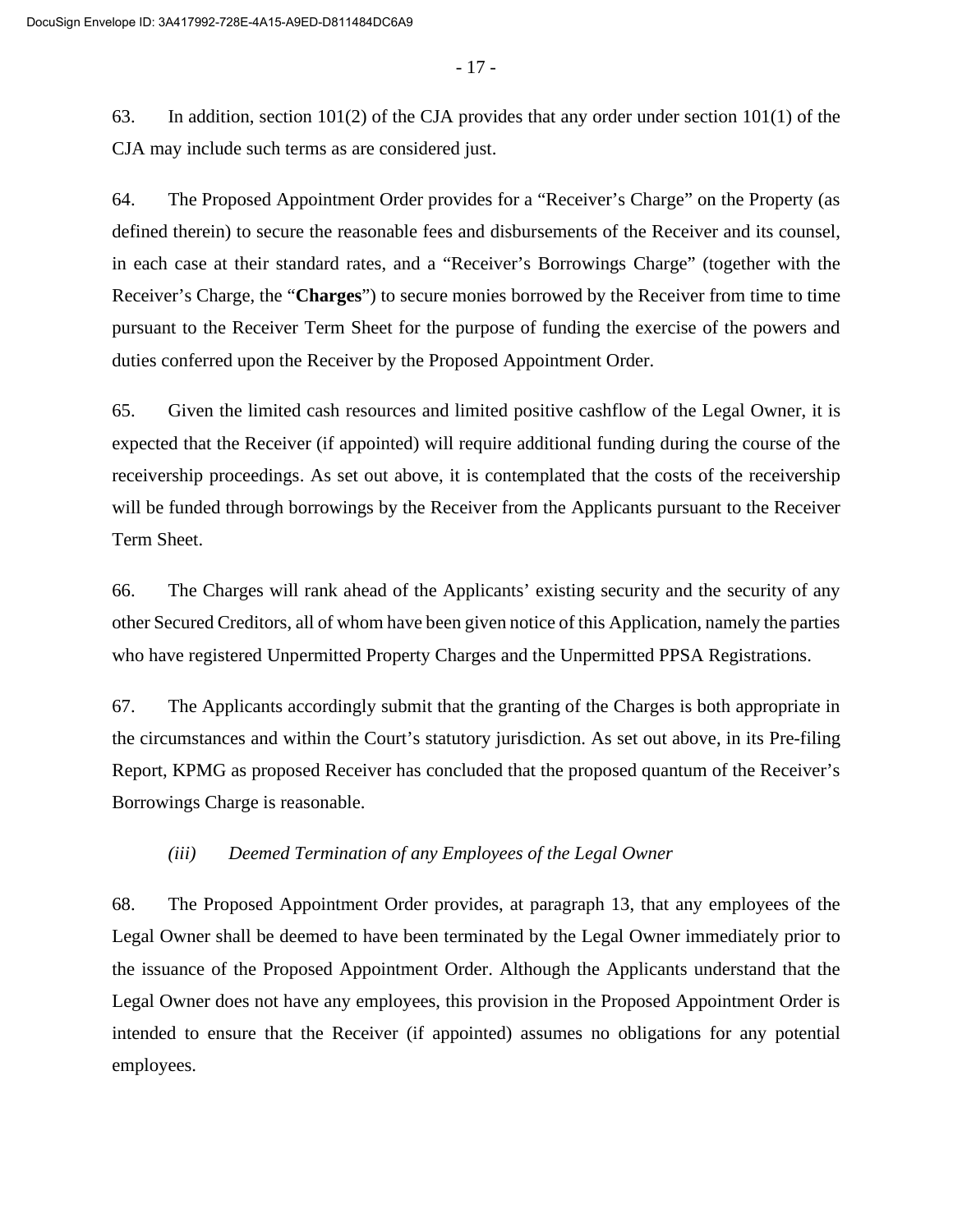63. In addition, section 101(2) of the CJA provides that any order under section 101(1) of the CJA may include such terms as are considered just.

64. The Proposed Appointment Order provides for a "Receiver's Charge" on the Property (as defined therein) to secure the reasonable fees and disbursements of the Receiver and its counsel, in each case at their standard rates, and a "Receiver's Borrowings Charge" (together with the Receiver's Charge, the "**Charges**") to secure monies borrowed by the Receiver from time to time pursuant to the Receiver Term Sheet for the purpose of funding the exercise of the powers and duties conferred upon the Receiver by the Proposed Appointment Order.

65. Given the limited cash resources and limited positive cashflow of the Legal Owner, it is expected that the Receiver (if appointed) will require additional funding during the course of the receivership proceedings. As set out above, it is contemplated that the costs of the receivership will be funded through borrowings by the Receiver from the Applicants pursuant to the Receiver Term Sheet.

66. The Charges will rank ahead of the Applicants' existing security and the security of any other Secured Creditors, all of whom have been given notice of this Application, namely the parties who have registered Unpermitted Property Charges and the Unpermitted PPSA Registrations.

67. The Applicants accordingly submit that the granting of the Charges is both appropriate in the circumstances and within the Court's statutory jurisdiction. As set out above, in its Pre-filing Report, KPMG as proposed Receiver has concluded that the proposed quantum of the Receiver's Borrowings Charge is reasonable.

*(iii) Deemed Termination of any Employees of the Legal Owner*

68. The Proposed Appointment Order provides, at paragraph 13, that any employees of the Legal Owner shall be deemed to have been terminated by the Legal Owner immediately prior to the issuance of the Proposed Appointment Order. Although the Applicants understand that the Legal Owner does not have any employees, this provision in the Proposed Appointment Order is intended to ensure that the Receiver (if appointed) assumes no obligations for any potential employees.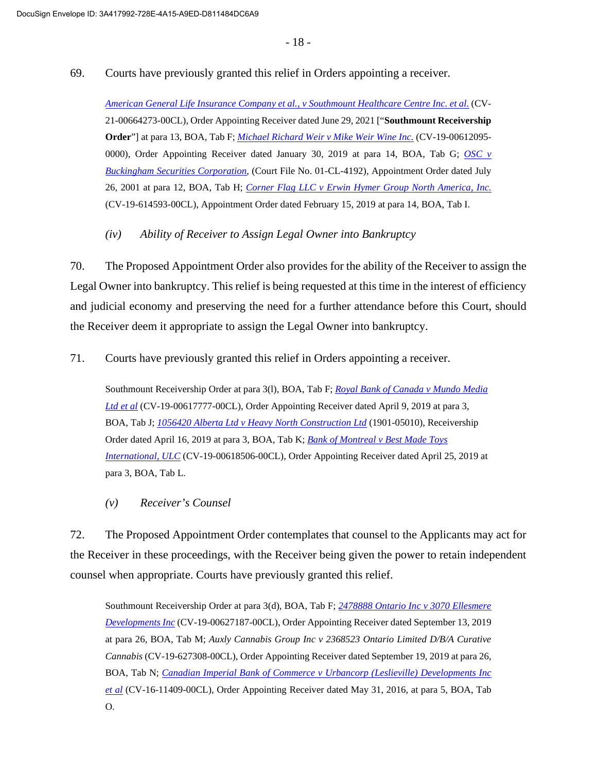69. Courts have previously granted this relief in Orders appointing a receiver.

> *American General Life Insurance Company et al., v Southmount Healthcare Centre Inc. et al.* (CV-21-00664273-00CL), Order Appointing Receiver dated June 29, 2021 ["**Southmount Receivership Order**"] at para 13, BOA, Tab F; *Michael Richard Weir v Mike Weir Wine Inc.* (CV-19-00612095-0000), Order Appointing Receiver dated January 30, 2019 at para 14, BOA, Tab G; *OSC v Buckingham Securities Corporation*, (Court File No. 01-CL-4192), Appointment Order dated July 26, 2001 at para 12, BOA, Tab H; *Corner Flag LLC v Erwin Hymer Group North America, Inc.* (CV-19-614593-00CL), Appointment Order dated February 15, 2019 at para 14, BOA, Tab I.

#### *(iv) Ability of Receiver to Assign Legal Owner into Bankruptcy*

70. The Proposed Appointment Order also provides for the ability of the Receiver to assign the Legal Owner into bankruptcy. This relief is being requested at this time in the interest of efficiency and judicial economy and preserving the need for a further attendance before this Court, should the Receiver deem it appropriate to assign the Legal Owner into bankruptcy.

71. Courts have previously granted this relief in Orders appointing a receiver.

> Southmount Receivership Order at para 3(l), BOA, Tab F; *Royal Bank of Canada v Mundo Media Ltd et al* (CV-19-00617777-00CL), Order Appointing Receiver dated April 9, 2019 at para 3, BOA, Tab J; *1056420 Alberta Ltd v Heavy North Construction Ltd* (1901-05010), Receivership Order dated April 16, 2019 at para 3, BOA, Tab K; *Bank of Montreal v Best Made Toys International, ULC* (CV-19-00618506-00CL), Order Appointing Receiver dated April 25, 2019 at para 3, BOA, Tab L.

#### *(v) Receiver's Counsel*

72. The Proposed Appointment Order contemplates that counsel to the Applicants may act for the Receiver in these proceedings, with the Receiver being given the power to retain independent counsel when appropriate. Courts have previously granted this relief.

> Southmount Receivership Order at para 3(d), BOA, Tab F; *2478888 Ontario Inc v 3070 Ellesmere Developments Inc* (CV-19-00627187-00CL), Order Appointing Receiver dated September 13, 2019 at para 26, BOA, Tab M; *Auxly Cannabis Group Inc v 2368523 Ontario Limited D/B/A Curative Cannabis* (CV-19-627308-00CL), Order Appointing Receiver dated September 19, 2019 at para 26, BOA, Tab N; *Canadian Imperial Bank of Commerce v Urbancorp (Leslieville) Developments Inc et al* (CV-16-11409-00CL), Order Appointing Receiver dated May 31, 2016, at para 5, BOA, Tab O.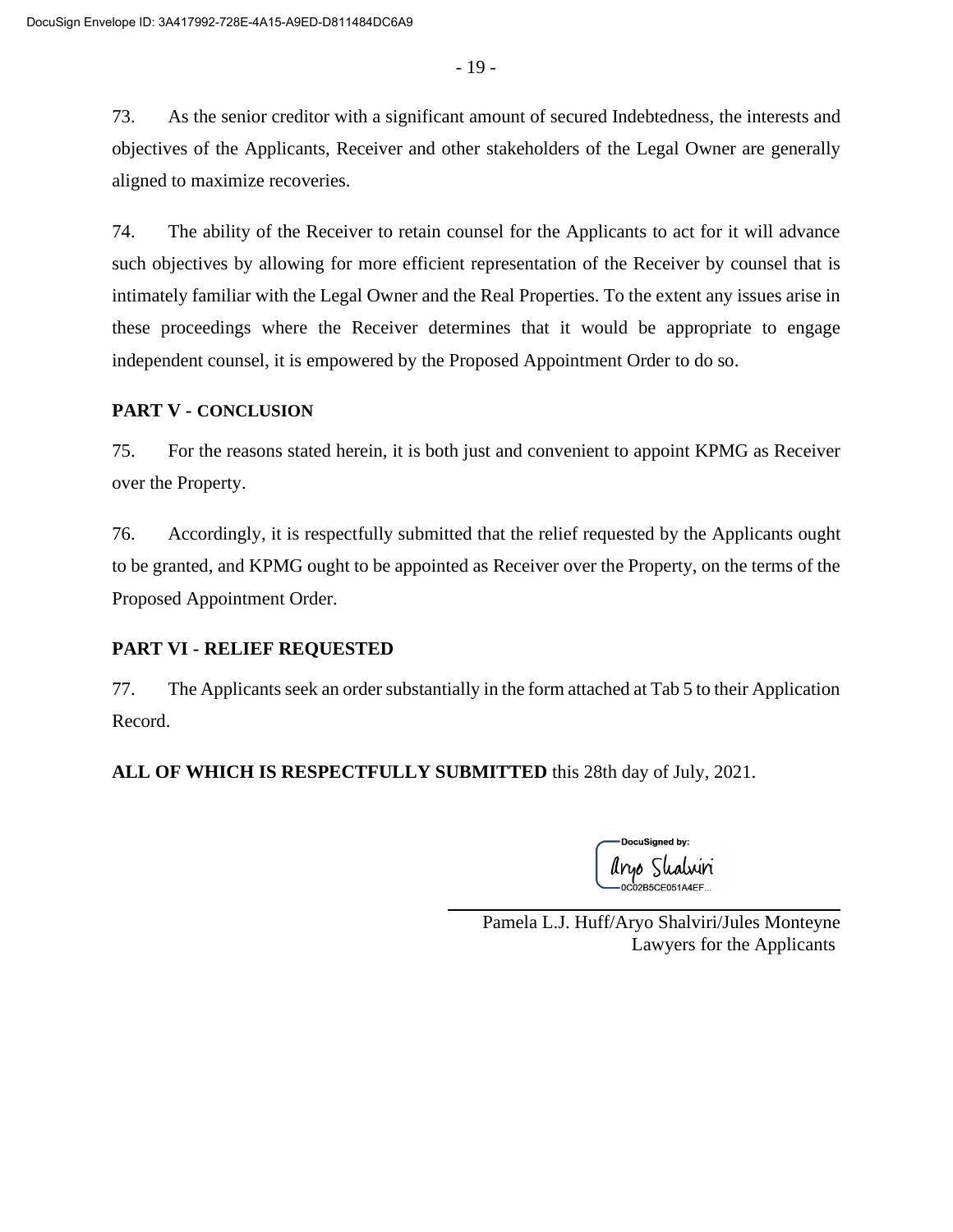73. As the senior creditor with a significant amount of secured Indebtedness, the interests and objectives of the Applicants, Receiver and other stakeholders of the Legal Owner are generally aligned to maximize recoveries.

74. The ability of the Receiver to retain counsel for the Applicants to act for it will advance such objectives by allowing for more efficient representation of the Receiver by counsel that is intimately familiar with the Legal Owner and the Real Properties. To the extent any issues arise in these proceedings where the Receiver determines that it would be appropriate to engage independent counsel, it is empowered by the Proposed Appointment Order to do so.

## PART V - CONCLUSION

75. For the reasons stated herein, it is both just and convenient to appoint KPMG as Receiver over the Property.

76. Accordingly, it is respectfully submitted that the relief requested by the Applicants ought to be granted, and KPMG ought to be appointed as Receiver over the Property, on the terms of the Proposed Appointment Order.

## PART VI - RELIEF REQUESTED

77. The Applicants seek an order substantially in the form attached at Tab 5 to their Application Record.

**ALL OF WHICH IS RESPECTFULLY SUBMITTED** this 28th day of July, 2021.

DocuSigned by:
Aryo Shalviri
0C02B5CE051A4EF...

Pamela L.J. Huff/Aryo Shalviri/Jules Monteyne
Lawyers for the Applicants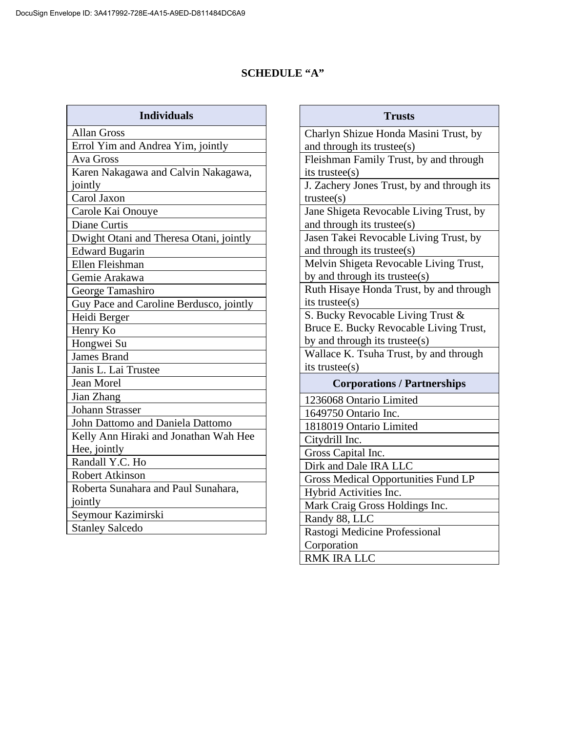# SCHEDULE "A"

| Individuals |
| --- |
| Allan Gross |
| Errol Yim and Andrea Yim, jointly |
| Ava Gross |
| Karen Nakagawa and Calvin Nakagawa, jointly |
| Carol Jaxon |
| Carole Kai Onouye |
| Diane Curtis |
| Dwight Otani and Theresa Otani, jointly |
| Edward Bugarin |
| Ellen Fleishman |
| Gemie Arakawa |
| George Tamashiro |
| Guy Pace and Caroline Berdusco, jointly |
| Heidi Berger |
| Henry Ko |
| Hongwei Su |
| James Brand |
| Janis L. Lai Trustee |
| Jean Morel |
| Jian Zhang |
| Johann Strasser |
| John Dattomo and Daniela Dattomo |
| Kelly Ann Hiraki and Jonathan Wah Hee Hee, jointly |
| Randall Y.C. Ho |
| Robert Atkinson |
| Roberta Sunahara and Paul Sunahara, jointly |
| Seymour Kazimirski |
| Stanley Salcedo |

| Trusts |
| --- |
| Charlyn Shizue Honda Masini Trust, by and through its trustee(s) |
| Fleishman Family Trust, by and through its trustee(s) |
| J. Zachery Jones Trust, by and through its trustee(s) |
| Jane Shigeta Revocable Living Trust, by and through its trustee(s) |
| Jasen Takei Revocable Living Trust, by and through its trustee(s) |
| Melvin Shigeta Revocable Living Trust, by and through its trustee(s) |
| Ruth Hisaye Honda Trust, by and through its trustee(s) |
| S. Bucky Revocable Living Trust & Bruce E. Bucky Revocable Living Trust, by and through its trustee(s) |
| Wallace K. Tsuha Trust, by and through its trustee(s) |
| **Corporations / Partnerships** |
| 1236068 Ontario Limited |
| 1649750 Ontario Inc. |
| 1818019 Ontario Limited |
| Citydrill Inc. |
| Gross Capital Inc. |
| Dirk and Dale IRA LLC |
| Gross Medical Opportunities Fund LP |
| Hybrid Activities Inc. |
| Mark Craig Gross Holdings Inc. |
| Randy 88, LLC |
| Rastogi Medicine Professional Corporation |
| RMK IRA LLC |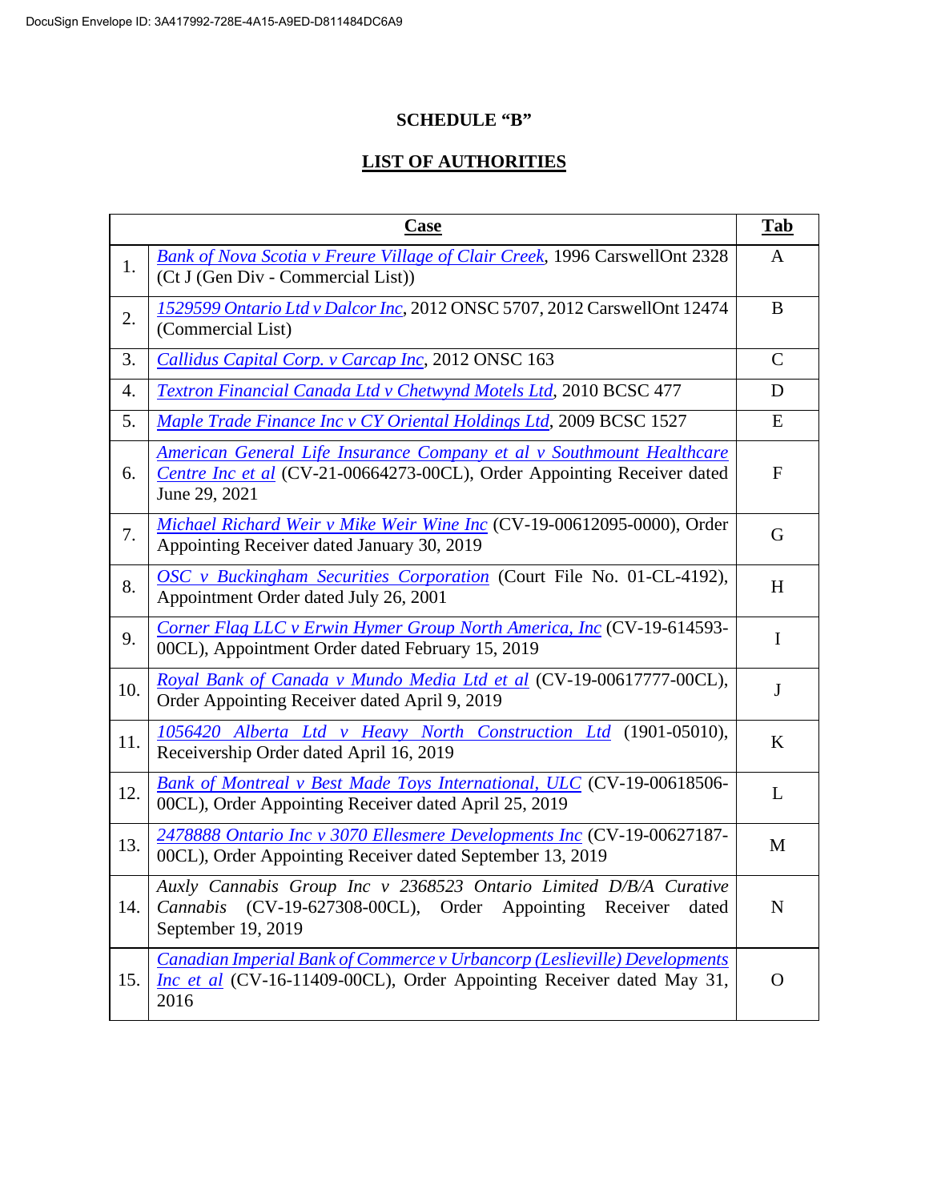DocuSign Envelope ID: 3A417992-728E-4A15-A9ED-D811484DC6A9

**SCHEDULE "B"**

**LIST OF AUTHORITIES**

| | Case | Tab |
|---|---|---|
| 1. | *Bank of Nova Scotia v Freure Village of Clair Creek*, 1996 CarswellOnt 2328 (Ct J (Gen Div - Commercial List)) | A |
| 2. | *1529599 Ontario Ltd v Dalcor Inc*, 2012 ONSC 5707, 2012 CarswellOnt 12474 (Commercial List) | B |
| 3. | *Callidus Capital Corp. v Carcap Inc*, 2012 ONSC 163 | C |
| 4. | *Textron Financial Canada Ltd v Chetwynd Motels Ltd*, 2010 BCSC 477 | D |
| 5. | *Maple Trade Finance Inc v CY Oriental Holdings Ltd*, 2009 BCSC 1527 | E |
| 6. | *American General Life Insurance Company et al v Southmount Healthcare Centre Inc et al* (CV-21-00664273-00CL), Order Appointing Receiver dated June 29, 2021 | F |
| 7. | *Michael Richard Weir v Mike Weir Wine Inc* (CV-19-00612095-0000), Order Appointing Receiver dated January 30, 2019 | G |
| 8. | *OSC v Buckingham Securities Corporation* (Court File No. 01-CL-4192), Appointment Order dated July 26, 2001 | H |
| 9. | *Corner Flag LLC v Erwin Hymer Group North America, Inc* (CV-19-614593-00CL), Appointment Order dated February 15, 2019 | I |
| 10. | *Royal Bank of Canada v Mundo Media Ltd et al* (CV-19-00617777-00CL), Order Appointing Receiver dated April 9, 2019 | J |
| 11. | *1056420 Alberta Ltd v Heavy North Construction Ltd* (1901-05010), Receivership Order dated April 16, 2019 | K |
| 12. | *Bank of Montreal v Best Made Toys International, ULC* (CV-19-00618506-00CL), Order Appointing Receiver dated April 25, 2019 | L |
| 13. | *2478888 Ontario Inc v 3070 Ellesmere Developments Inc* (CV-19-00627187-00CL), Order Appointing Receiver dated September 13, 2019 | M |
| 14. | *Auxly Cannabis Group Inc v 2368523 Ontario Limited D/B/A Curative Cannabis* (CV-19-627308-00CL), Order Appointing Receiver dated September 19, 2019 | N |
| 15. | *Canadian Imperial Bank of Commerce v Urbancorp (Leslieville) Developments Inc et al* (CV-16-11409-00CL), Order Appointing Receiver dated May 31, 2016 | O |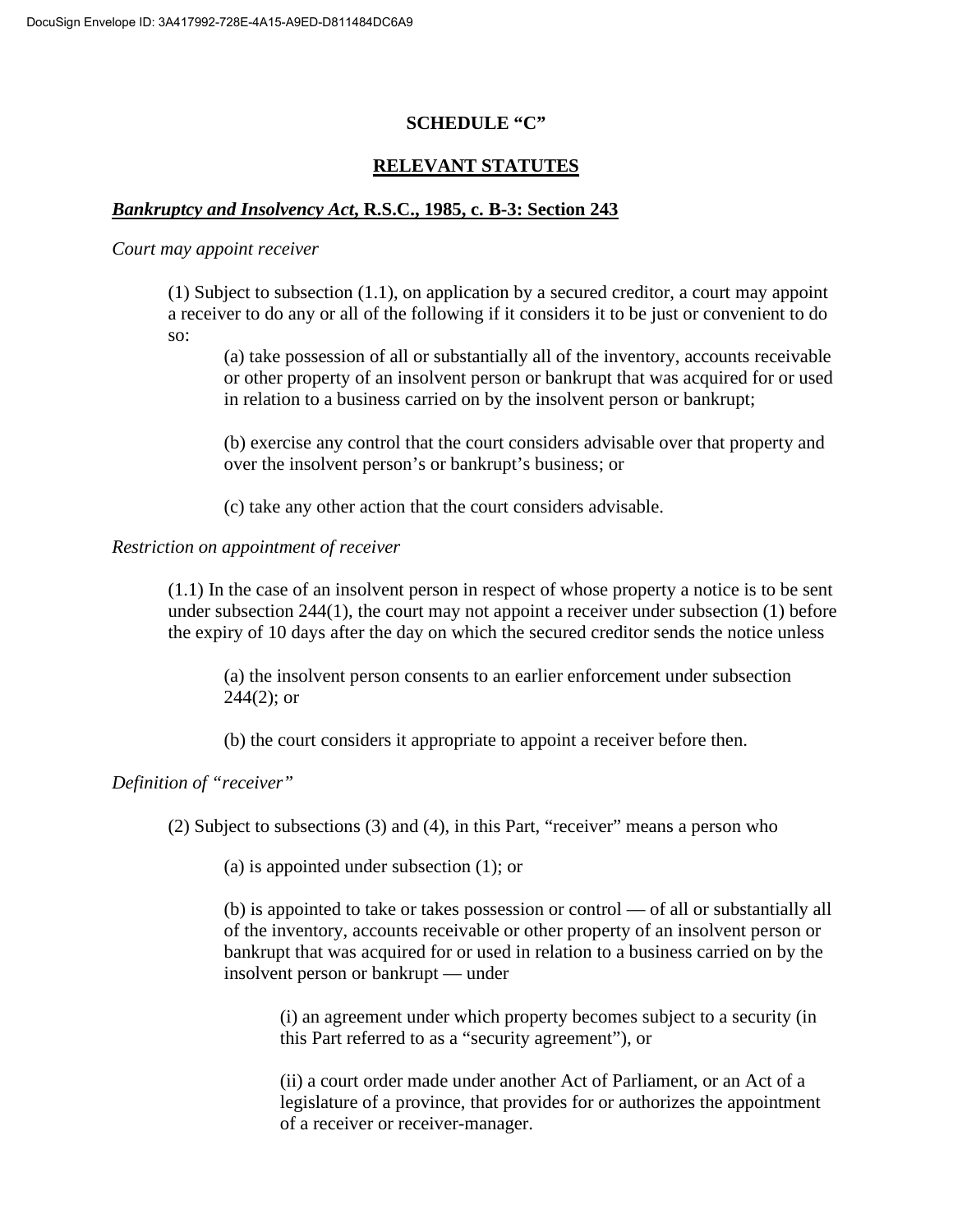# SCHEDULE "C"

## RELEVANT STATUTES

***Bankruptcy and Insolvency Act*, R.S.C., 1985, c. B-3: Section 243**

*Court may appoint receiver*

(1) Subject to subsection (1.1), on application by a secured creditor, a court may appoint a receiver to do any or all of the following if it considers it to be just or convenient to do so:

(a) take possession of all or substantially all of the inventory, accounts receivable or other property of an insolvent person or bankrupt that was acquired for or used in relation to a business carried on by the insolvent person or bankrupt;

(b) exercise any control that the court considers advisable over that property and over the insolvent person's or bankrupt's business; or

(c) take any other action that the court considers advisable.

*Restriction on appointment of receiver*

(1.1) In the case of an insolvent person in respect of whose property a notice is to be sent under subsection 244(1), the court may not appoint a receiver under subsection (1) before the expiry of 10 days after the day on which the secured creditor sends the notice unless

(a) the insolvent person consents to an earlier enforcement under subsection 244(2); or

(b) the court considers it appropriate to appoint a receiver before then.

*Definition of "receiver"*

(2) Subject to subsections (3) and (4), in this Part, "receiver" means a person who

(a) is appointed under subsection (1); or

(b) is appointed to take or takes possession or control — of all or substantially all of the inventory, accounts receivable or other property of an insolvent person or bankrupt that was acquired for or used in relation to a business carried on by the insolvent person or bankrupt — under

(i) an agreement under which property becomes subject to a security (in this Part referred to as a "security agreement"), or

(ii) a court order made under another Act of Parliament, or an Act of a legislature of a province, that provides for or authorizes the appointment of a receiver or receiver-manager.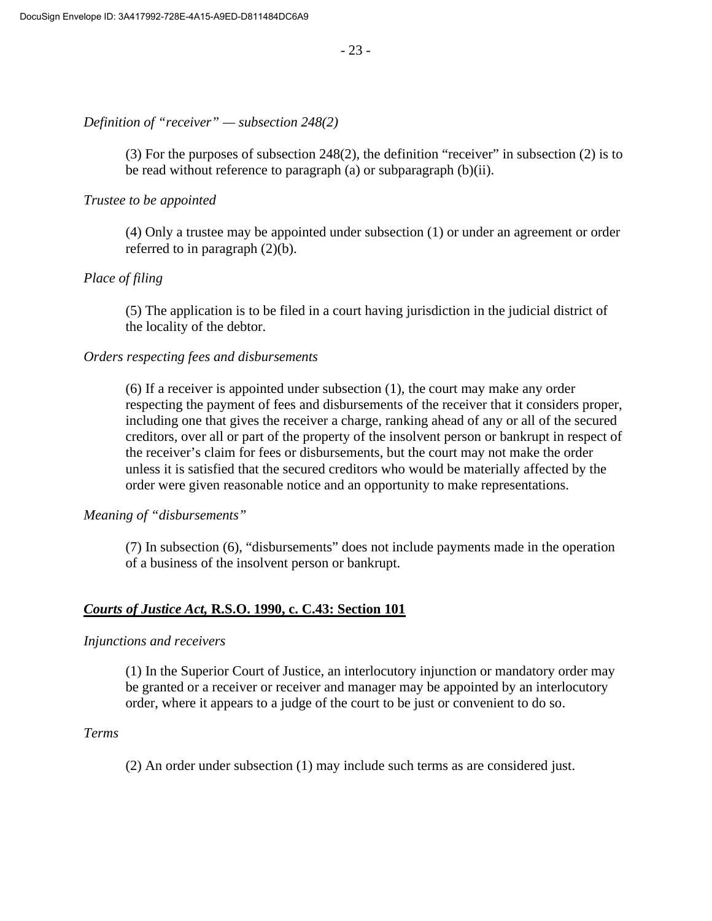*Definition of "receiver" — subsection 248(2)*

> (3) For the purposes of subsection 248(2), the definition "receiver" in subsection (2) is to be read without reference to paragraph (a) or subparagraph (b)(ii).

*Trustee to be appointed*

> (4) Only a trustee may be appointed under subsection (1) or under an agreement or order referred to in paragraph (2)(b).

*Place of filing*

> (5) The application is to be filed in a court having jurisdiction in the judicial district of the locality of the debtor.

*Orders respecting fees and disbursements*

> (6) If a receiver is appointed under subsection (1), the court may make any order respecting the payment of fees and disbursements of the receiver that it considers proper, including one that gives the receiver a charge, ranking ahead of any or all of the secured creditors, over all or part of the property of the insolvent person or bankrupt in respect of the receiver's claim for fees or disbursements, but the court may not make the order unless it is satisfied that the secured creditors who would be materially affected by the order were given reasonable notice and an opportunity to make representations.

*Meaning of "disbursements"*

> (7) In subsection (6), "disbursements" does not include payments made in the operation of a business of the insolvent person or bankrupt.

**<u>*Courts of Justice Act,* R.S.O. 1990, c. C.43: Section 101</u>**

*Injunctions and receivers*

> (1) In the Superior Court of Justice, an interlocutory injunction or mandatory order may be granted or a receiver or receiver and manager may be appointed by an interlocutory order, where it appears to a judge of the court to be just or convenient to do so.

*Terms*

> (2) An order under subsection (1) may include such terms as are considered just.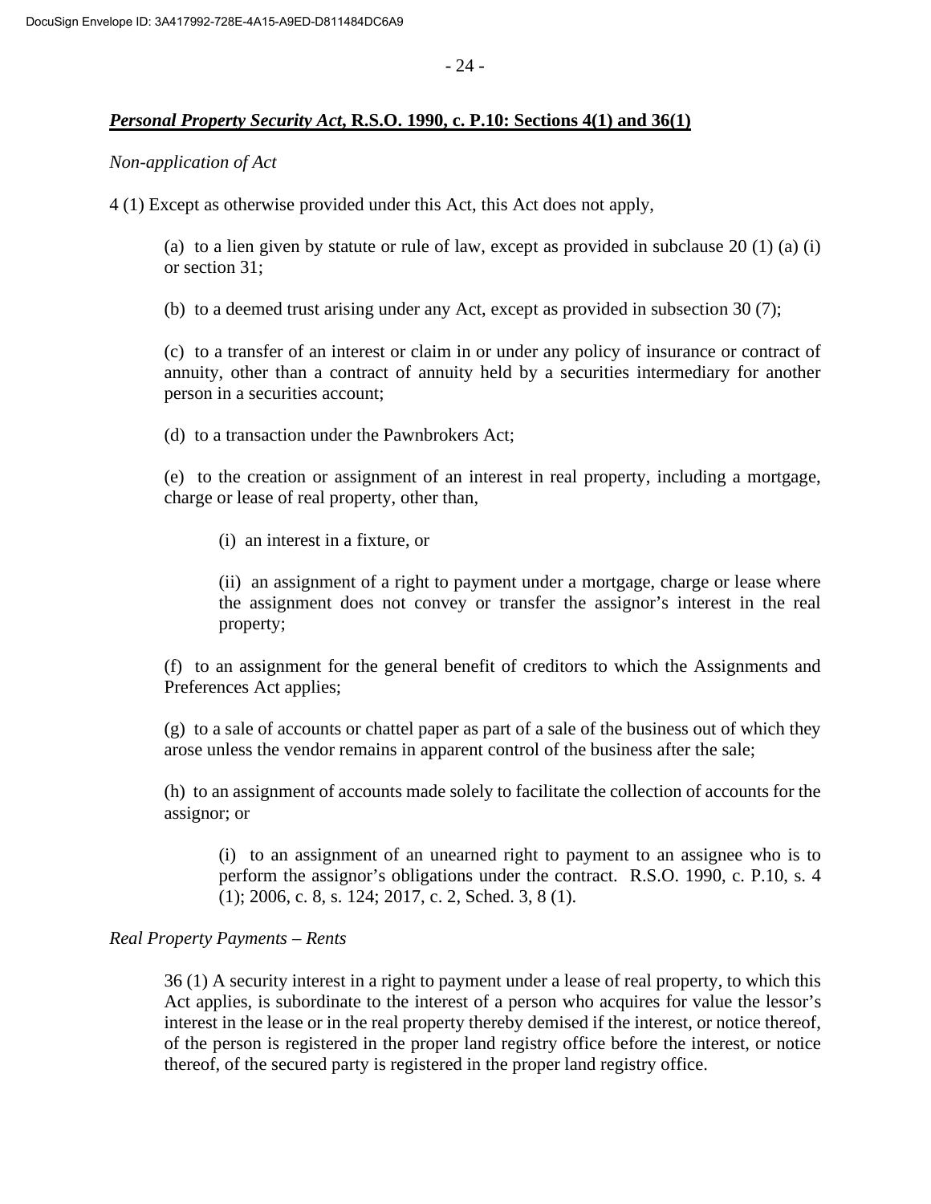***Personal Property Security Act*, R.S.O. 1990, c. P.10: Sections 4(1) and 36(1)**

*Non-application of Act*

4 (1) Except as otherwise provided under this Act, this Act does not apply,

(a) to a lien given by statute or rule of law, except as provided in subclause 20 (1) (a) (i) or section 31;

(b) to a deemed trust arising under any Act, except as provided in subsection 30 (7);

(c) to a transfer of an interest or claim in or under any policy of insurance or contract of annuity, other than a contract of annuity held by a securities intermediary for another person in a securities account;

(d) to a transaction under the Pawnbrokers Act;

(e) to the creation or assignment of an interest in real property, including a mortgage, charge or lease of real property, other than,

(i) an interest in a fixture, or

(ii) an assignment of a right to payment under a mortgage, charge or lease where the assignment does not convey or transfer the assignor's interest in the real property;

(f) to an assignment for the general benefit of creditors to which the Assignments and Preferences Act applies;

(g) to a sale of accounts or chattel paper as part of a sale of the business out of which they arose unless the vendor remains in apparent control of the business after the sale;

(h) to an assignment of accounts made solely to facilitate the collection of accounts for the assignor; or

(i) to an assignment of an unearned right to payment to an assignee who is to perform the assignor's obligations under the contract. R.S.O. 1990, c. P.10, s. 4 (1); 2006, c. 8, s. 124; 2017, c. 2, Sched. 3, 8 (1).

*Real Property Payments – Rents*

36 (1) A security interest in a right to payment under a lease of real property, to which this Act applies, is subordinate to the interest of a person who acquires for value the lessor's interest in the lease or in the real property thereby demised if the interest, or notice thereof, of the person is registered in the proper land registry office before the interest, or notice thereof, of the secured party is registered in the proper land registry office.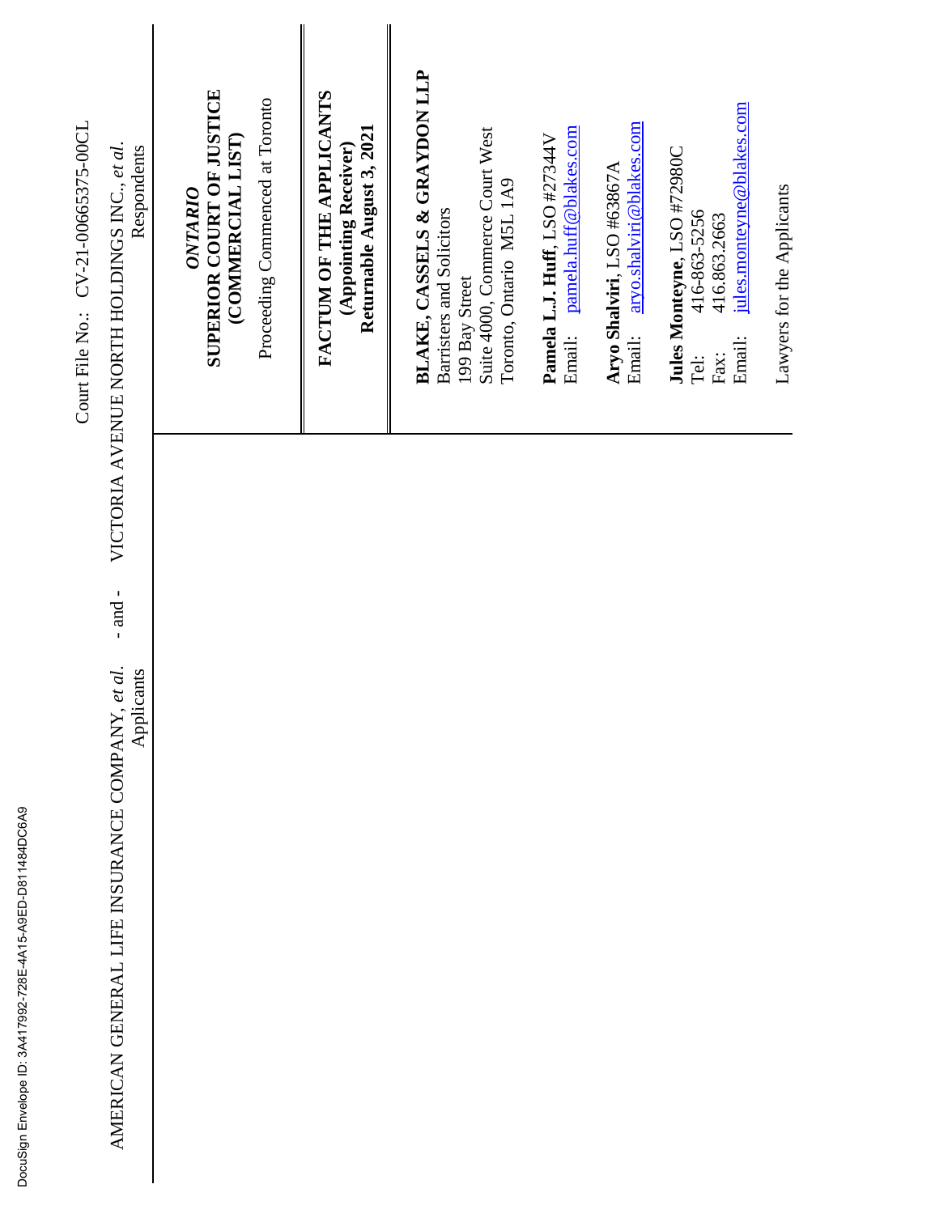DocuSign Envelope ID: 3A417992-728E-4A15-A9ED-D811484DC6A9

Court File No.: CV-21-00665375-00CL

AMERICAN GENERAL LIFE INSURANCE COMPANY, *et al.*
Applicants

- and -

VICTORIA AVENUE NORTH HOLDINGS INC., *et al.*
Respondents

***ONTARIO***
**SUPERIOR COURT OF JUSTICE**
**(COMMERCIAL LIST)**

Proceeding Commenced at Toronto

**FACTUM OF THE APPLICANTS**
**(Appointing Receiver)**
**Returnable August 3, 2021**

**BLAKE, CASSELS & GRAYDON LLP**
Barristers and Solicitors
199 Bay Street
Suite 4000, Commerce Court West
Toronto, Ontario M5L 1A9

**Pamela L.J. Huff**, LSO #27344V
Email: pamela.huff@blakes.com

**Aryo Shalviri**, LSO #63867A
Email: aryo.shalviri@blakes.com

**Jules Monteyne**, LSO #72980C
Tel: 416-863-5256
Fax: 416.863.2663
Email: jules.monteyne@blakes.com

Lawyers for the Applicants